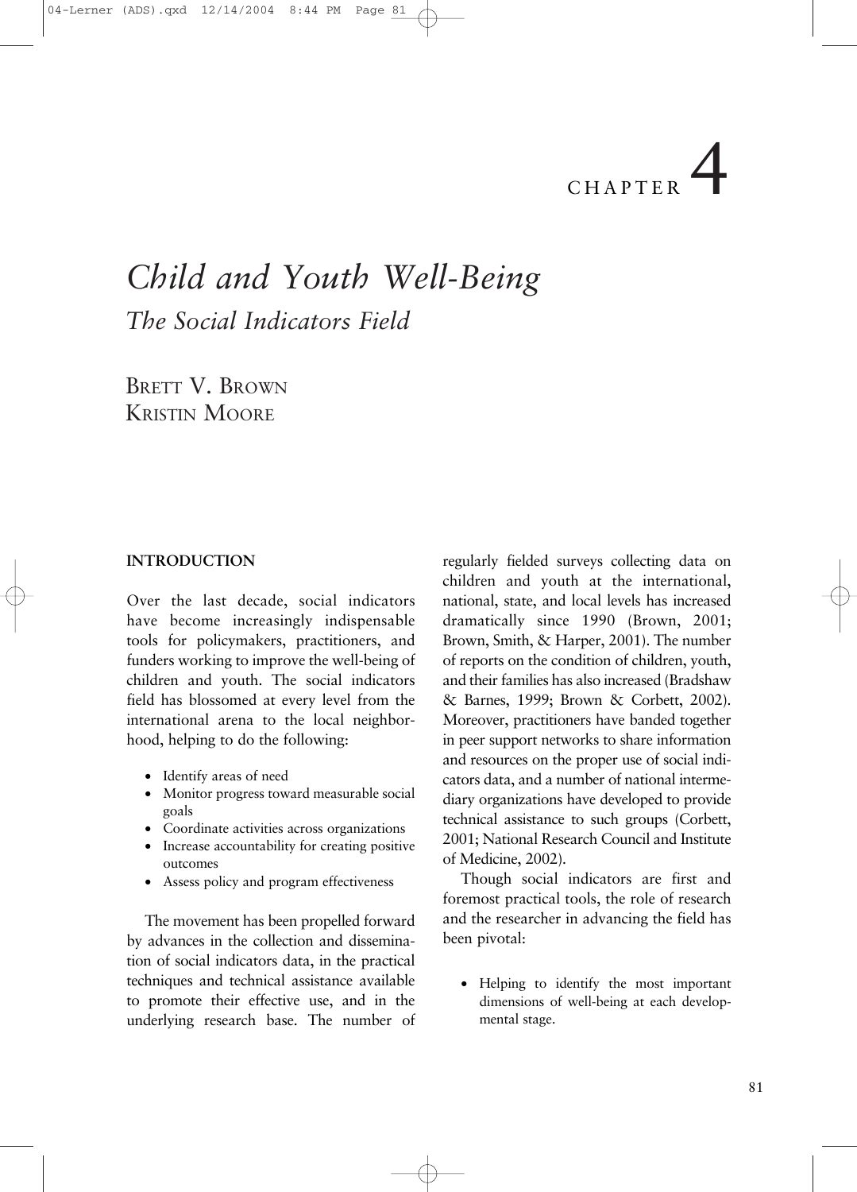# CHAPTER 4

# *Child and Youth Well-Being*

## *The Social Indicators Field*

BRETT V. BROWN
KRISTIN MOORE

### INTRODUCTION

Over the last decade, social indicators have become increasingly indispensable tools for policymakers, practitioners, and funders working to improve the well-being of children and youth. The social indicators field has blossomed at every level from the international arena to the local neighborhood, helping to do the following:

- Identify areas of need
- Monitor progress toward measurable social goals
- Coordinate activities across organizations
- Increase accountability for creating positive outcomes
- Assess policy and program effectiveness

The movement has been propelled forward by advances in the collection and dissemination of social indicators data, in the practical techniques and technical assistance available to promote their effective use, and in the underlying research base. The number of regularly fielded surveys collecting data on children and youth at the international, national, state, and local levels has increased dramatically since 1990 (Brown, 2001; Brown, Smith, & Harper, 2001). The number of reports on the condition of children, youth, and their families has also increased (Bradshaw & Barnes, 1999; Brown & Corbett, 2002). Moreover, practitioners have banded together in peer support networks to share information and resources on the proper use of social indicators data, and a number of national intermediary organizations have developed to provide technical assistance to such groups (Corbett, 2001; National Research Council and Institute of Medicine, 2002).

Though social indicators are first and foremost practical tools, the role of research and the researcher in advancing the field has been pivotal:

- Helping to identify the most important dimensions of well-being at each developmental stage.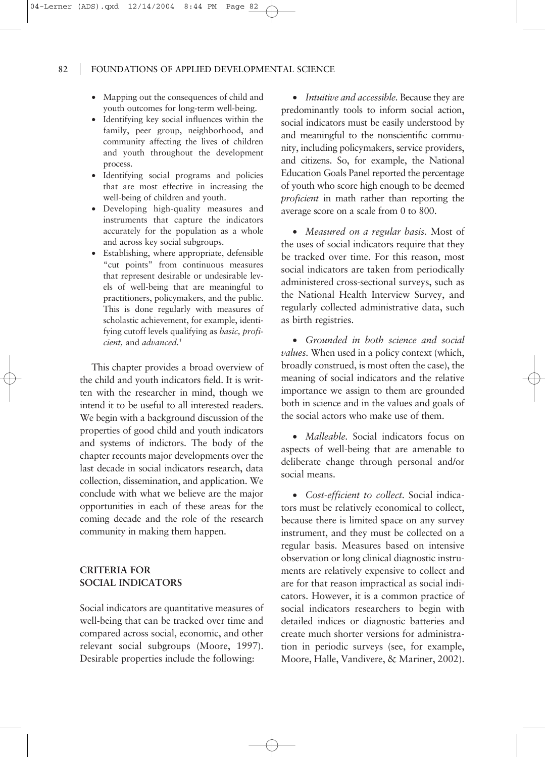- Mapping out the consequences of child and youth outcomes for long-term well-being.
- Identifying key social influences within the family, peer group, neighborhood, and community affecting the lives of children and youth throughout the development process.
- Identifying social programs and policies that are most effective in increasing the well-being of children and youth.
- Developing high-quality measures and instruments that capture the indicators accurately for the population as a whole and across key social subgroups.
- Establishing, where appropriate, defensible "cut points" from continuous measures that represent desirable or undesirable levels of well-being that are meaningful to practitioners, policymakers, and the public. This is done regularly with measures of scholastic achievement, for example, identifying cutoff levels qualifying as *basic, proficient,* and *advanced.*[1]

This chapter provides a broad overview of the child and youth indicators field. It is written with the researcher in mind, though we intend it to be useful to all interested readers. We begin with a background discussion of the properties of good child and youth indicators and systems of indictors. The body of the chapter recounts major developments over the last decade in social indicators research, data collection, dissemination, and application. We conclude with what we believe are the major opportunities in each of these areas for the coming decade and the role of the research community in making them happen.

## CRITERIA FOR SOCIAL INDICATORS

Social indicators are quantitative measures of well-being that can be tracked over time and compared across social, economic, and other relevant social subgroups (Moore, 1997). Desirable properties include the following:

- *Intuitive and accessible.* Because they are predominantly tools to inform social action, social indicators must be easily understood by and meaningful to the nonscientific community, including policymakers, service providers, and citizens. So, for example, the National Education Goals Panel reported the percentage of youth who score high enough to be deemed *proficient* in math rather than reporting the average score on a scale from 0 to 800.

- *Measured on a regular basis.* Most of the uses of social indicators require that they be tracked over time. For this reason, most social indicators are taken from periodically administered cross-sectional surveys, such as the National Health Interview Survey, and regularly collected administrative data, such as birth registries.

- *Grounded in both science and social values.* When used in a policy context (which, broadly construed, is most often the case), the meaning of social indicators and the relative importance we assign to them are grounded both in science and in the values and goals of the social actors who make use of them.

- *Malleable.* Social indicators focus on aspects of well-being that are amenable to deliberate change through personal and/or social means.

- *Cost-efficient to collect.* Social indicators must be relatively economical to collect, because there is limited space on any survey instrument, and they must be collected on a regular basis. Measures based on intensive observation or long clinical diagnostic instruments are relatively expensive to collect and are for that reason impractical as social indicators. However, it is a common practice of social indicators researchers to begin with detailed indices or diagnostic batteries and create much shorter versions for administration in periodic surveys (see, for example, Moore, Halle, Vandivere, & Mariner, 2002).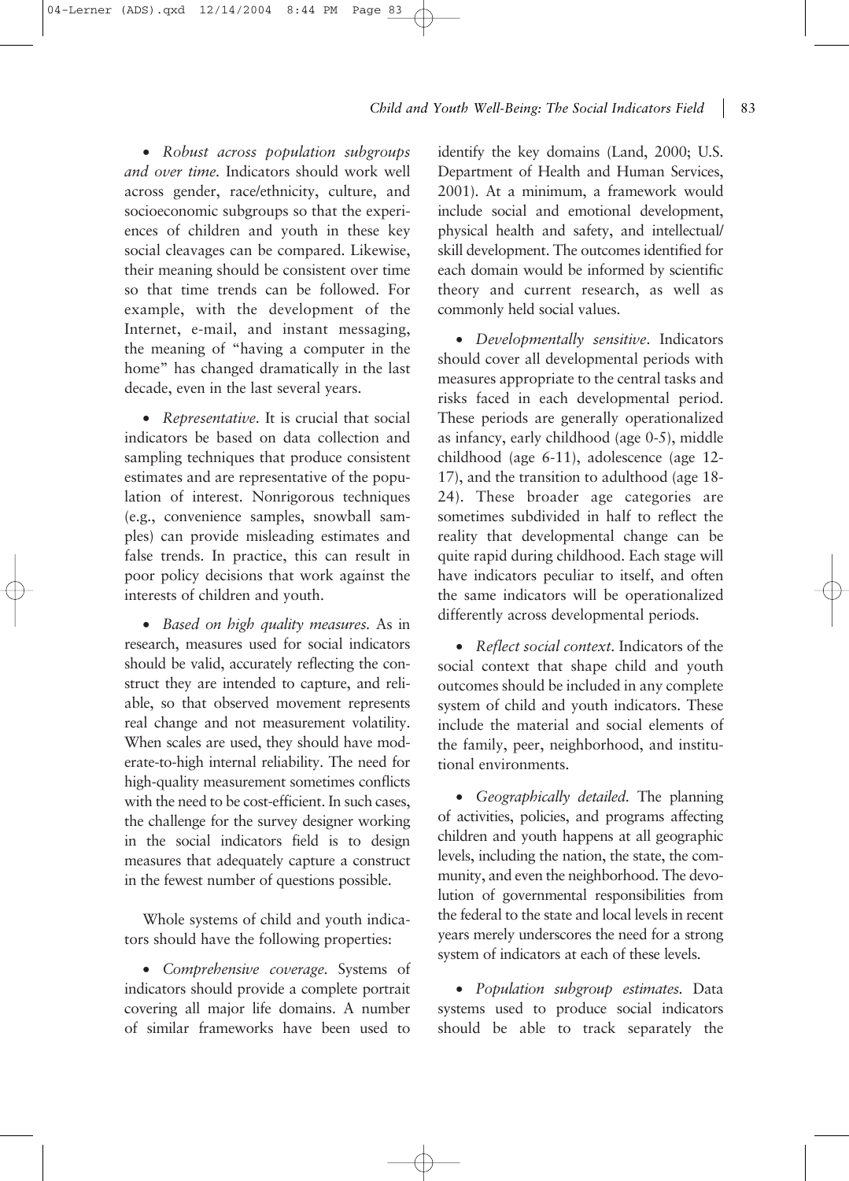- *Robust across population subgroups and over time.* Indicators should work well across gender, race/ethnicity, culture, and socioeconomic subgroups so that the experiences of children and youth in these key social cleavages can be compared. Likewise, their meaning should be consistent over time so that time trends can be followed. For example, with the development of the Internet, e-mail, and instant messaging, the meaning of "having a computer in the home" has changed dramatically in the last decade, even in the last several years.

- *Representative.* It is crucial that social indicators be based on data collection and sampling techniques that produce consistent estimates and are representative of the population of interest. Nonrigorous techniques (e.g., convenience samples, snowball samples) can provide misleading estimates and false trends. In practice, this can result in poor policy decisions that work against the interests of children and youth.

- *Based on high quality measures.* As in research, measures used for social indicators should be valid, accurately reflecting the construct they are intended to capture, and reliable, so that observed movement represents real change and not measurement volatility. When scales are used, they should have moderate-to-high internal reliability. The need for high-quality measurement sometimes conflicts with the need to be cost-efficient. In such cases, the challenge for the survey designer working in the social indicators field is to design measures that adequately capture a construct in the fewest number of questions possible.

Whole systems of child and youth indicators should have the following properties:

- *Comprehensive coverage.* Systems of indicators should provide a complete portrait covering all major life domains. A number of similar frameworks have been used to identify the key domains (Land, 2000; U.S. Department of Health and Human Services, 2001). At a minimum, a framework would include social and emotional development, physical health and safety, and intellectual/skill development. The outcomes identified for each domain would be informed by scientific theory and current research, as well as commonly held social values.

- *Developmentally sensitive.* Indicators should cover all developmental periods with measures appropriate to the central tasks and risks faced in each developmental period. These periods are generally operationalized as infancy, early childhood (age 0-5), middle childhood (age 6-11), adolescence (age 12-17), and the transition to adulthood (age 18-24). These broader age categories are sometimes subdivided in half to reflect the reality that developmental change can be quite rapid during childhood. Each stage will have indicators peculiar to itself, and often the same indicators will be operationalized differently across developmental periods.

- *Reflect social context.* Indicators of the social context that shape child and youth outcomes should be included in any complete system of child and youth indicators. These include the material and social elements of the family, peer, neighborhood, and institutional environments.

- *Geographically detailed.* The planning of activities, policies, and programs affecting children and youth happens at all geographic levels, including the nation, the state, the community, and even the neighborhood. The devolution of governmental responsibilities from the federal to the state and local levels in recent years merely underscores the need for a strong system of indicators at each of these levels.

- *Population subgroup estimates.* Data systems used to produce social indicators should be able to track separately the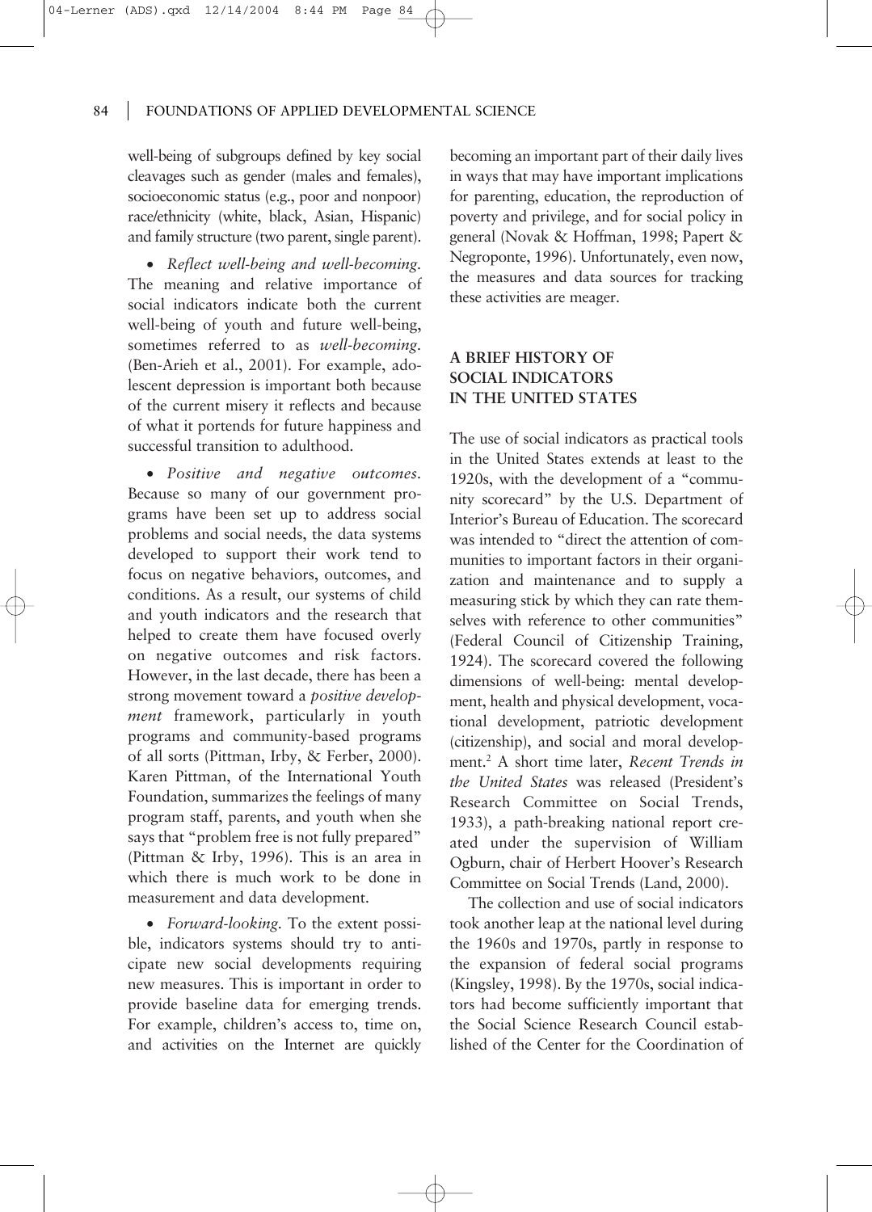well-being of subgroups defined by key social cleavages such as gender (males and females), socioeconomic status (e.g., poor and nonpoor) race/ethnicity (white, black, Asian, Hispanic) and family structure (two parent, single parent).

- *Reflect well-being and well-becoming.* The meaning and relative importance of social indicators indicate both the current well-being of youth and future well-being, sometimes referred to as *well-becoming.* (Ben-Arieh et al., 2001). For example, adolescent depression is important both because of the current misery it reflects and because of what it portends for future happiness and successful transition to adulthood.

- *Positive and negative outcomes.* Because so many of our government programs have been set up to address social problems and social needs, the data systems developed to support their work tend to focus on negative behaviors, outcomes, and conditions. As a result, our systems of child and youth indicators and the research that helped to create them have focused overly on negative outcomes and risk factors. However, in the last decade, there has been a strong movement toward a *positive development* framework, particularly in youth programs and community-based programs of all sorts (Pittman, Irby, & Ferber, 2000). Karen Pittman, of the International Youth Foundation, summarizes the feelings of many program staff, parents, and youth when she says that "problem free is not fully prepared" (Pittman & Irby, 1996). This is an area in which there is much work to be done in measurement and data development.

- *Forward-looking.* To the extent possible, indicators systems should try to anticipate new social developments requiring new measures. This is important in order to provide baseline data for emerging trends. For example, children's access to, time on, and activities on the Internet are quickly becoming an important part of their daily lives in ways that may have important implications for parenting, education, the reproduction of poverty and privilege, and for social policy in general (Novak & Hoffman, 1998; Papert & Negroponte, 1996). Unfortunately, even now, the measures and data sources for tracking these activities are meager.

## A BRIEF HISTORY OF SOCIAL INDICATORS IN THE UNITED STATES

The use of social indicators as practical tools in the United States extends at least to the 1920s, with the development of a "community scorecard" by the U.S. Department of Interior's Bureau of Education. The scorecard was intended to "direct the attention of communities to important factors in their organization and maintenance and to supply a measuring stick by which they can rate themselves with reference to other communities" (Federal Council of Citizenship Training, 1924). The scorecard covered the following dimensions of well-being: mental development, health and physical development, vocational development, patriotic development (citizenship), and social and moral development.[2] A short time later, *Recent Trends in the United States* was released (President's Research Committee on Social Trends, 1933), a path-breaking national report created under the supervision of William Ogburn, chair of Herbert Hoover's Research Committee on Social Trends (Land, 2000).

The collection and use of social indicators took another leap at the national level during the 1960s and 1970s, partly in response to the expansion of federal social programs (Kingsley, 1998). By the 1970s, social indicators had become sufficiently important that the Social Science Research Council established of the Center for the Coordination of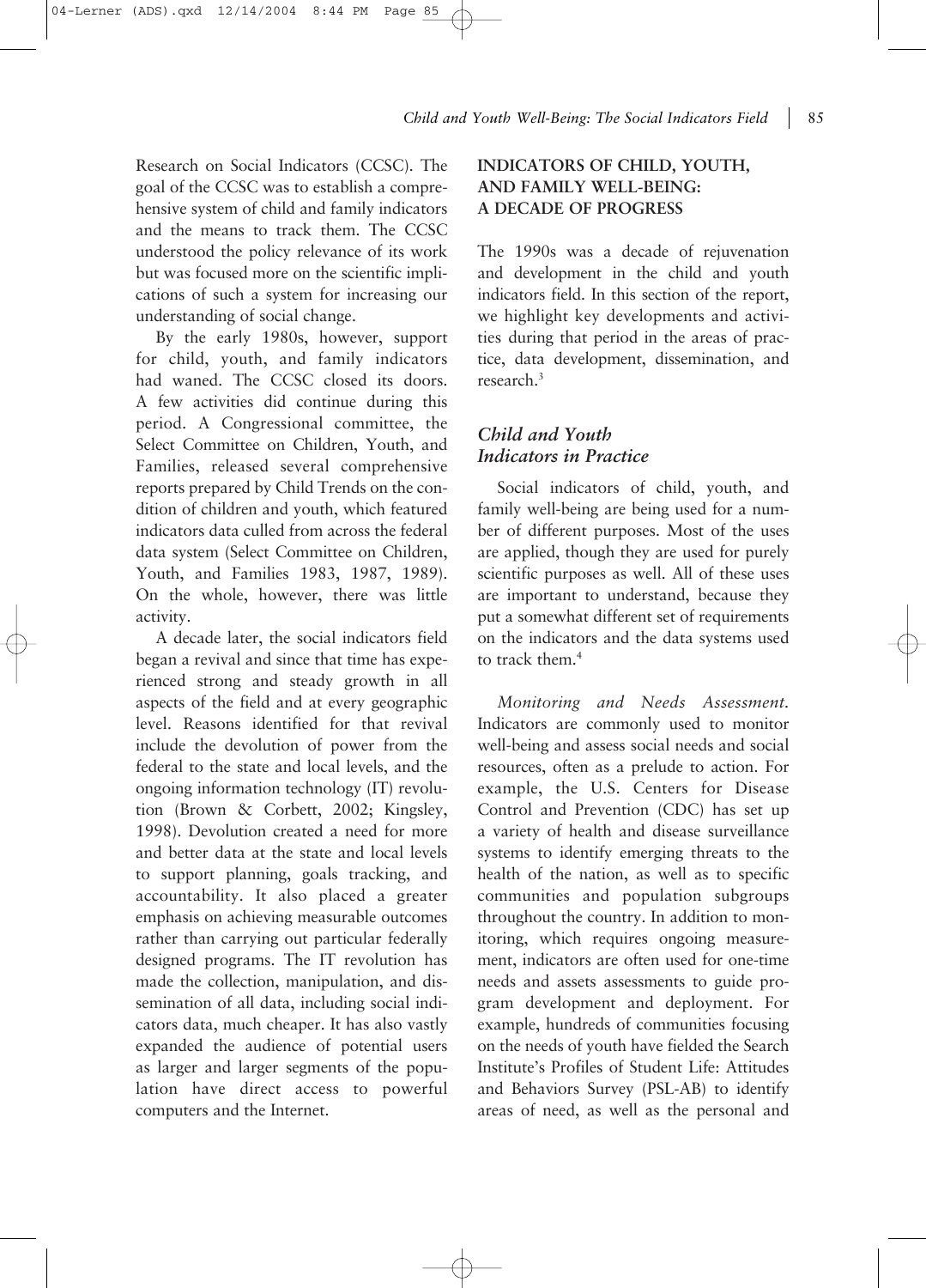Research on Social Indicators (CCSC). The goal of the CCSC was to establish a comprehensive system of child and family indicators and the means to track them. The CCSC understood the policy relevance of its work but was focused more on the scientific implications of such a system for increasing our understanding of social change.

By the early 1980s, however, support for child, youth, and family indicators had waned. The CCSC closed its doors. A few activities did continue during this period. A Congressional committee, the Select Committee on Children, Youth, and Families, released several comprehensive reports prepared by Child Trends on the condition of children and youth, which featured indicators data culled from across the federal data system (Select Committee on Children, Youth, and Families 1983, 1987, 1989). On the whole, however, there was little activity.

A decade later, the social indicators field began a revival and since that time has experienced strong and steady growth in all aspects of the field and at every geographic level. Reasons identified for that revival include the devolution of power from the federal to the state and local levels, and the ongoing information technology (IT) revolution (Brown & Corbett, 2002; Kingsley, 1998). Devolution created a need for more and better data at the state and local levels to support planning, goals tracking, and accountability. It also placed a greater emphasis on achieving measurable outcomes rather than carrying out particular federally designed programs. The IT revolution has made the collection, manipulation, and dissemination of all data, including social indicators data, much cheaper. It has also vastly expanded the audience of potential users as larger and larger segments of the population have direct access to powerful computers and the Internet.

## INDICATORS OF CHILD, YOUTH, AND FAMILY WELL-BEING: A DECADE OF PROGRESS

The 1990s was a decade of rejuvenation and development in the child and youth indicators field. In this section of the report, we highlight key developments and activities during that period in the areas of practice, data development, dissemination, and research.[3]

### *Child and Youth Indicators in Practice*

Social indicators of child, youth, and family well-being are being used for a number of different purposes. Most of the uses are applied, though they are used for purely scientific purposes as well. All of these uses are important to understand, because they put a somewhat different set of requirements on the indicators and the data systems used to track them.[4]

*Monitoring and Needs Assessment.* Indicators are commonly used to monitor well-being and assess social needs and social resources, often as a prelude to action. For example, the U.S. Centers for Disease Control and Prevention (CDC) has set up a variety of health and disease surveillance systems to identify emerging threats to the health of the nation, as well as to specific communities and population subgroups throughout the country. In addition to monitoring, which requires ongoing measurement, indicators are often used for one-time needs and assets assessments to guide program development and deployment. For example, hundreds of communities focusing on the needs of youth have fielded the Search Institute's Profiles of Student Life: Attitudes and Behaviors Survey (PSL-AB) to identify areas of need, as well as the personal and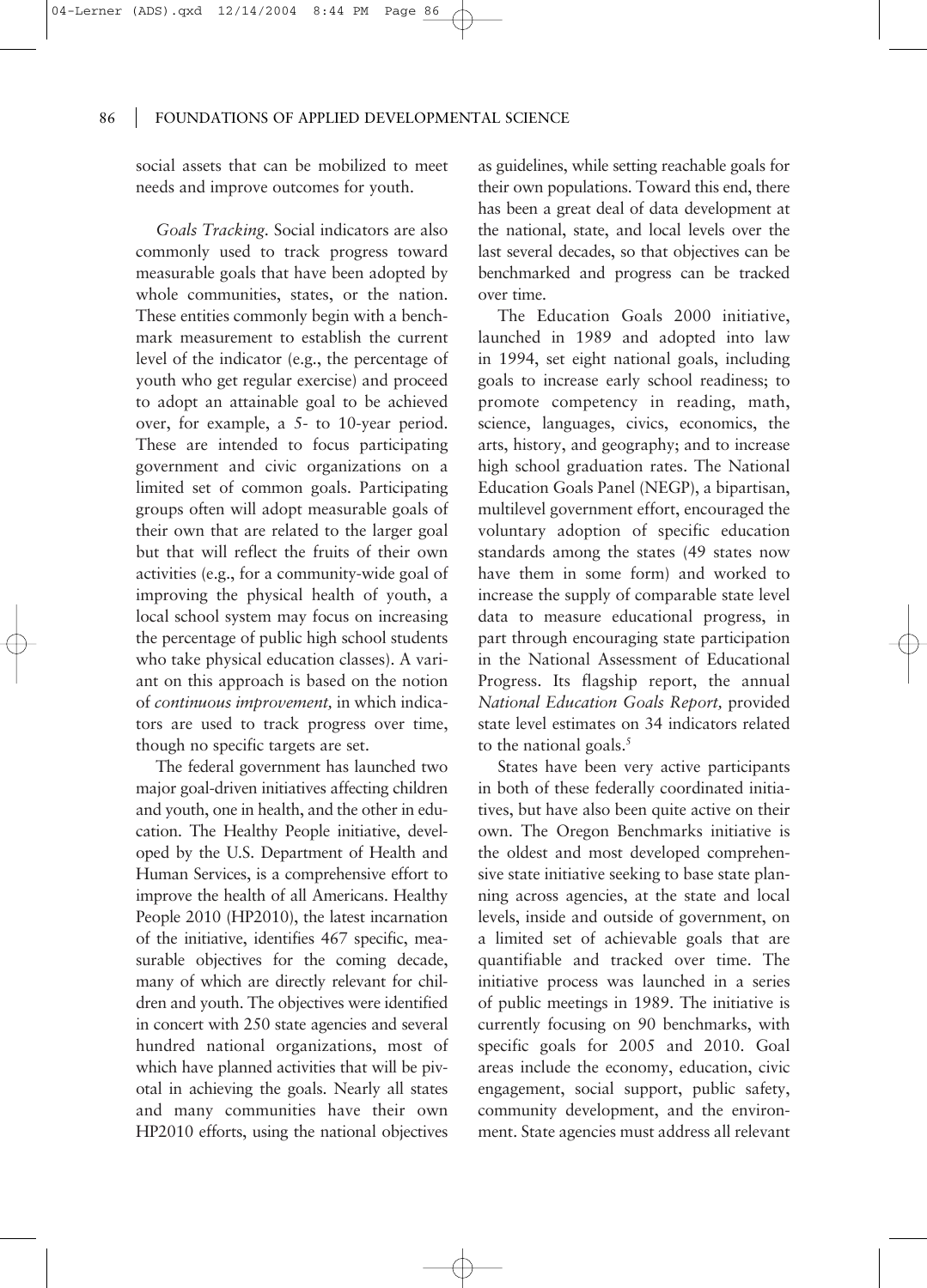social assets that can be mobilized to meet needs and improve outcomes for youth.

*Goals Tracking.* Social indicators are also commonly used to track progress toward measurable goals that have been adopted by whole communities, states, or the nation. These entities commonly begin with a benchmark measurement to establish the current level of the indicator (e.g., the percentage of youth who get regular exercise) and proceed to adopt an attainable goal to be achieved over, for example, a 5- to 10-year period. These are intended to focus participating government and civic organizations on a limited set of common goals. Participating groups often will adopt measurable goals of their own that are related to the larger goal but that will reflect the fruits of their own activities (e.g., for a community-wide goal of improving the physical health of youth, a local school system may focus on increasing the percentage of public high school students who take physical education classes). A variant on this approach is based on the notion of *continuous improvement,* in which indicators are used to track progress over time, though no specific targets are set.

The federal government has launched two major goal-driven initiatives affecting children and youth, one in health, and the other in education. The Healthy People initiative, developed by the U.S. Department of Health and Human Services, is a comprehensive effort to improve the health of all Americans. Healthy People 2010 (HP2010), the latest incarnation of the initiative, identifies 467 specific, measurable objectives for the coming decade, many of which are directly relevant for children and youth. The objectives were identified in concert with 250 state agencies and several hundred national organizations, most of which have planned activities that will be pivotal in achieving the goals. Nearly all states and many communities have their own HP2010 efforts, using the national objectives as guidelines, while setting reachable goals for their own populations. Toward this end, there has been a great deal of data development at the national, state, and local levels over the last several decades, so that objectives can be benchmarked and progress can be tracked over time.

The Education Goals 2000 initiative, launched in 1989 and adopted into law in 1994, set eight national goals, including goals to increase early school readiness; to promote competency in reading, math, science, languages, civics, economics, the arts, history, and geography; and to increase high school graduation rates. The National Education Goals Panel (NEGP), a bipartisan, multilevel government effort, encouraged the voluntary adoption of specific education standards among the states (49 states now have them in some form) and worked to increase the supply of comparable state level data to measure educational progress, in part through encouraging state participation in the National Assessment of Educational Progress. Its flagship report, the annual *National Education Goals Report,* provided state level estimates on 34 indicators related to the national goals.[5]

States have been very active participants in both of these federally coordinated initiatives, but have also been quite active on their own. The Oregon Benchmarks initiative is the oldest and most developed comprehensive state initiative seeking to base state planning across agencies, at the state and local levels, inside and outside of government, on a limited set of achievable goals that are quantifiable and tracked over time. The initiative process was launched in a series of public meetings in 1989. The initiative is currently focusing on 90 benchmarks, with specific goals for 2005 and 2010. Goal areas include the economy, education, civic engagement, social support, public safety, community development, and the environment. State agencies must address all relevant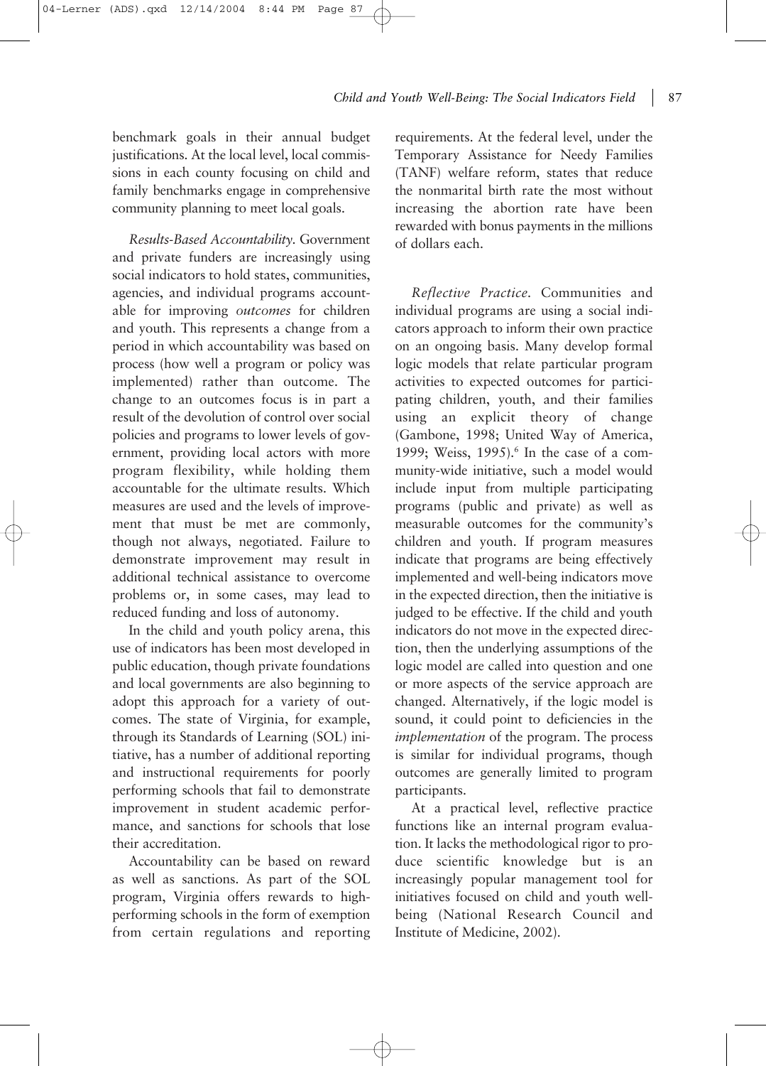benchmark goals in their annual budget justifications. At the local level, local commissions in each county focusing on child and family benchmarks engage in comprehensive community planning to meet local goals.

*Results-Based Accountability.* Government and private funders are increasingly using social indicators to hold states, communities, agencies, and individual programs accountable for improving *outcomes* for children and youth. This represents a change from a period in which accountability was based on process (how well a program or policy was implemented) rather than outcome. The change to an outcomes focus is in part a result of the devolution of control over social policies and programs to lower levels of government, providing local actors with more program flexibility, while holding them accountable for the ultimate results. Which measures are used and the levels of improvement that must be met are commonly, though not always, negotiated. Failure to demonstrate improvement may result in additional technical assistance to overcome problems or, in some cases, may lead to reduced funding and loss of autonomy.

In the child and youth policy arena, this use of indicators has been most developed in public education, though private foundations and local governments are also beginning to adopt this approach for a variety of outcomes. The state of Virginia, for example, through its Standards of Learning (SOL) initiative, has a number of additional reporting and instructional requirements for poorly performing schools that fail to demonstrate improvement in student academic performance, and sanctions for schools that lose their accreditation.

Accountability can be based on reward as well as sanctions. As part of the SOL program, Virginia offers rewards to high-performing schools in the form of exemption from certain regulations and reporting requirements. At the federal level, under the Temporary Assistance for Needy Families (TANF) welfare reform, states that reduce the nonmarital birth rate the most without increasing the abortion rate have been rewarded with bonus payments in the millions of dollars each.

*Reflective Practice.* Communities and individual programs are using a social indicators approach to inform their own practice on an ongoing basis. Many develop formal logic models that relate particular program activities to expected outcomes for participating children, youth, and their families using an explicit theory of change (Gambone, 1998; United Way of America, 1999; Weiss, 1995).[6] In the case of a community-wide initiative, such a model would include input from multiple participating programs (public and private) as well as measurable outcomes for the community's children and youth. If program measures indicate that programs are being effectively implemented and well-being indicators move in the expected direction, then the initiative is judged to be effective. If the child and youth indicators do not move in the expected direction, then the underlying assumptions of the logic model are called into question and one or more aspects of the service approach are changed. Alternatively, if the logic model is sound, it could point to deficiencies in the *implementation* of the program. The process is similar for individual programs, though outcomes are generally limited to program participants.

At a practical level, reflective practice functions like an internal program evaluation. It lacks the methodological rigor to produce scientific knowledge but is an increasingly popular management tool for initiatives focused on child and youth well-being (National Research Council and Institute of Medicine, 2002).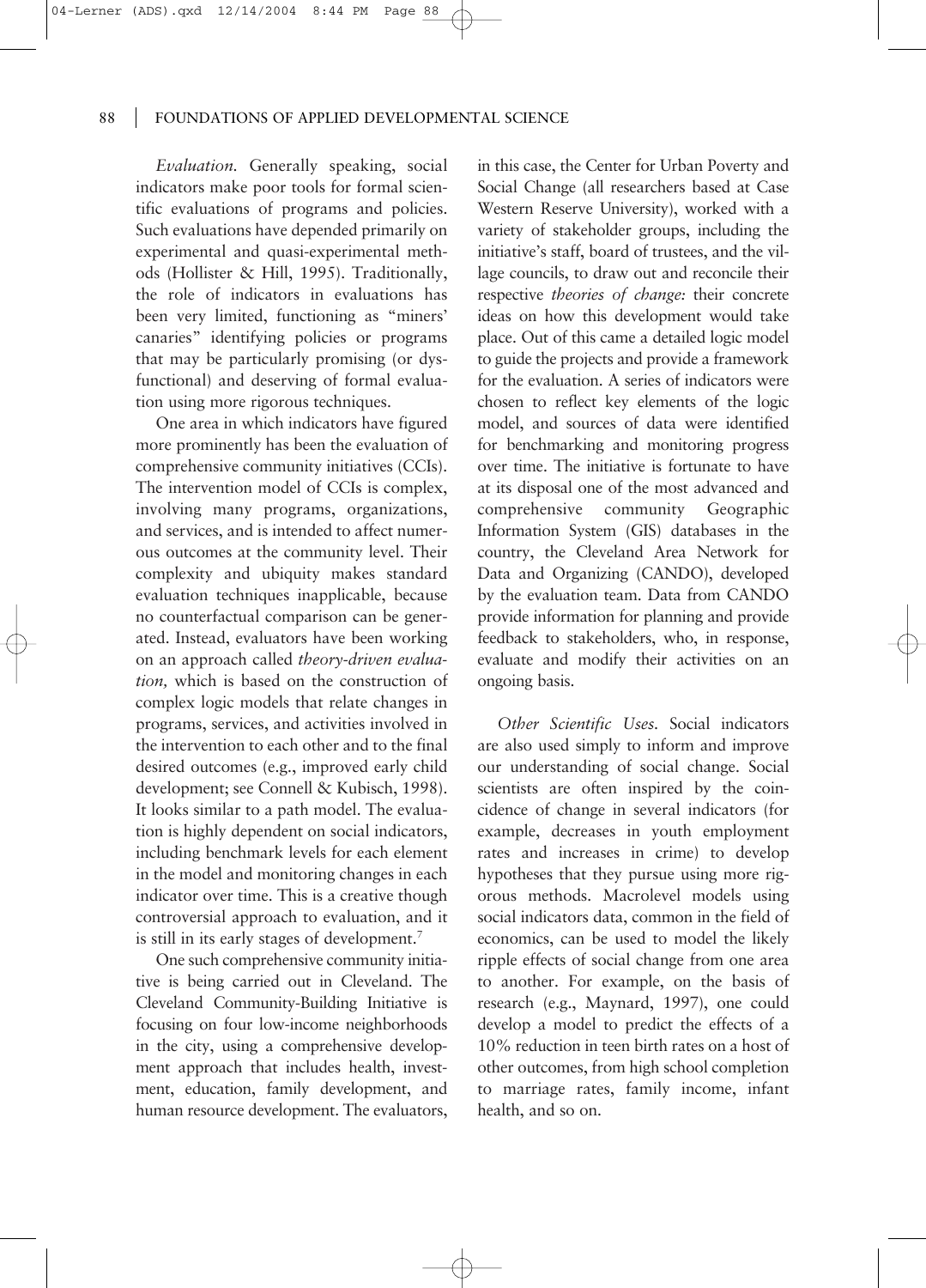*Evaluation.* Generally speaking, social indicators make poor tools for formal scientific evaluations of programs and policies. Such evaluations have depended primarily on experimental and quasi-experimental methods (Hollister & Hill, 1995). Traditionally, the role of indicators in evaluations has been very limited, functioning as "miners' canaries" identifying policies or programs that may be particularly promising (or dysfunctional) and deserving of formal evaluation using more rigorous techniques.

One area in which indicators have figured more prominently has been the evaluation of comprehensive community initiatives (CCIs). The intervention model of CCIs is complex, involving many programs, organizations, and services, and is intended to affect numerous outcomes at the community level. Their complexity and ubiquity makes standard evaluation techniques inapplicable, because no counterfactual comparison can be generated. Instead, evaluators have been working on an approach called *theory-driven evaluation,* which is based on the construction of complex logic models that relate changes in programs, services, and activities involved in the intervention to each other and to the final desired outcomes (e.g., improved early child development; see Connell & Kubisch, 1998). It looks similar to a path model. The evaluation is highly dependent on social indicators, including benchmark levels for each element in the model and monitoring changes in each indicator over time. This is a creative though controversial approach to evaluation, and it is still in its early stages of development.[7]

One such comprehensive community initiative is being carried out in Cleveland. The Cleveland Community-Building Initiative is focusing on four low-income neighborhoods in the city, using a comprehensive development approach that includes health, investment, education, family development, and human resource development. The evaluators, in this case, the Center for Urban Poverty and Social Change (all researchers based at Case Western Reserve University), worked with a variety of stakeholder groups, including the initiative's staff, board of trustees, and the village councils, to draw out and reconcile their respective *theories of change:* their concrete ideas on how this development would take place. Out of this came a detailed logic model to guide the projects and provide a framework for the evaluation. A series of indicators were chosen to reflect key elements of the logic model, and sources of data were identified for benchmarking and monitoring progress over time. The initiative is fortunate to have at its disposal one of the most advanced and comprehensive community Geographic Information System (GIS) databases in the country, the Cleveland Area Network for Data and Organizing (CANDO), developed by the evaluation team. Data from CANDO provide information for planning and provide feedback to stakeholders, who, in response, evaluate and modify their activities on an ongoing basis.

*Other Scientific Uses.* Social indicators are also used simply to inform and improve our understanding of social change. Social scientists are often inspired by the coincidence of change in several indicators (for example, decreases in youth employment rates and increases in crime) to develop hypotheses that they pursue using more rigorous methods. Macrolevel models using social indicators data, common in the field of economics, can be used to model the likely ripple effects of social change from one area to another. For example, on the basis of research (e.g., Maynard, 1997), one could develop a model to predict the effects of a 10% reduction in teen birth rates on a host of other outcomes, from high school completion to marriage rates, family income, infant health, and so on.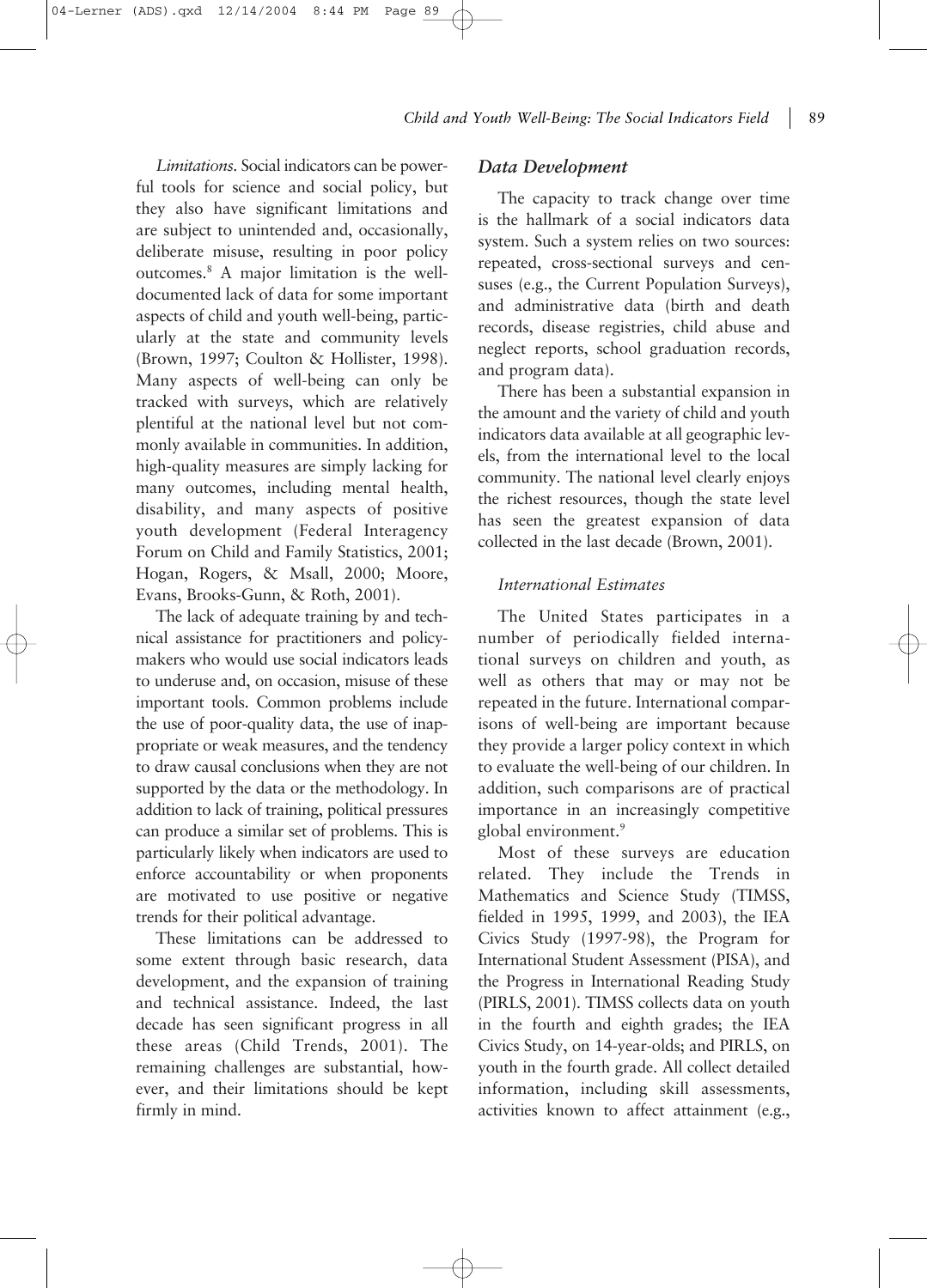*Limitations.* Social indicators can be powerful tools for science and social policy, but they also have significant limitations and are subject to unintended and, occasionally, deliberate misuse, resulting in poor policy outcomes.[8] A major limitation is the well-documented lack of data for some important aspects of child and youth well-being, particularly at the state and community levels (Brown, 1997; Coulton & Hollister, 1998). Many aspects of well-being can only be tracked with surveys, which are relatively plentiful at the national level but not commonly available in communities. In addition, high-quality measures are simply lacking for many outcomes, including mental health, disability, and many aspects of positive youth development (Federal Interagency Forum on Child and Family Statistics, 2001; Hogan, Rogers, & Msall, 2000; Moore, Evans, Brooks-Gunn, & Roth, 2001).

The lack of adequate training by and technical assistance for practitioners and policymakers who would use social indicators leads to underuse and, on occasion, misuse of these important tools. Common problems include the use of poor-quality data, the use of inappropriate or weak measures, and the tendency to draw causal conclusions when they are not supported by the data or the methodology. In addition to lack of training, political pressures can produce a similar set of problems. This is particularly likely when indicators are used to enforce accountability or when proponents are motivated to use positive or negative trends for their political advantage.

These limitations can be addressed to some extent through basic research, data development, and the expansion of training and technical assistance. Indeed, the last decade has seen significant progress in all these areas (Child Trends, 2001). The remaining challenges are substantial, however, and their limitations should be kept firmly in mind.

## Data Development

The capacity to track change over time is the hallmark of a social indicators data system. Such a system relies on two sources: repeated, cross-sectional surveys and censuses (e.g., the Current Population Surveys), and administrative data (birth and death records, disease registries, child abuse and neglect reports, school graduation records, and program data).

There has been a substantial expansion in the amount and the variety of child and youth indicators data available at all geographic levels, from the international level to the local community. The national level clearly enjoys the richest resources, though the state level has seen the greatest expansion of data collected in the last decade (Brown, 2001).

### *International Estimates*

The United States participates in a number of periodically fielded international surveys on children and youth, as well as others that may or may not be repeated in the future. International comparisons of well-being are important because they provide a larger policy context in which to evaluate the well-being of our children. In addition, such comparisons are of practical importance in an increasingly competitive global environment.[9]

Most of these surveys are education related. They include the Trends in Mathematics and Science Study (TIMSS, fielded in 1995, 1999, and 2003), the IEA Civics Study (1997-98), the Program for International Student Assessment (PISA), and the Progress in International Reading Study (PIRLS, 2001). TIMSS collects data on youth in the fourth and eighth grades; the IEA Civics Study, on 14-year-olds; and PIRLS, on youth in the fourth grade. All collect detailed information, including skill assessments, activities known to affect attainment (e.g.,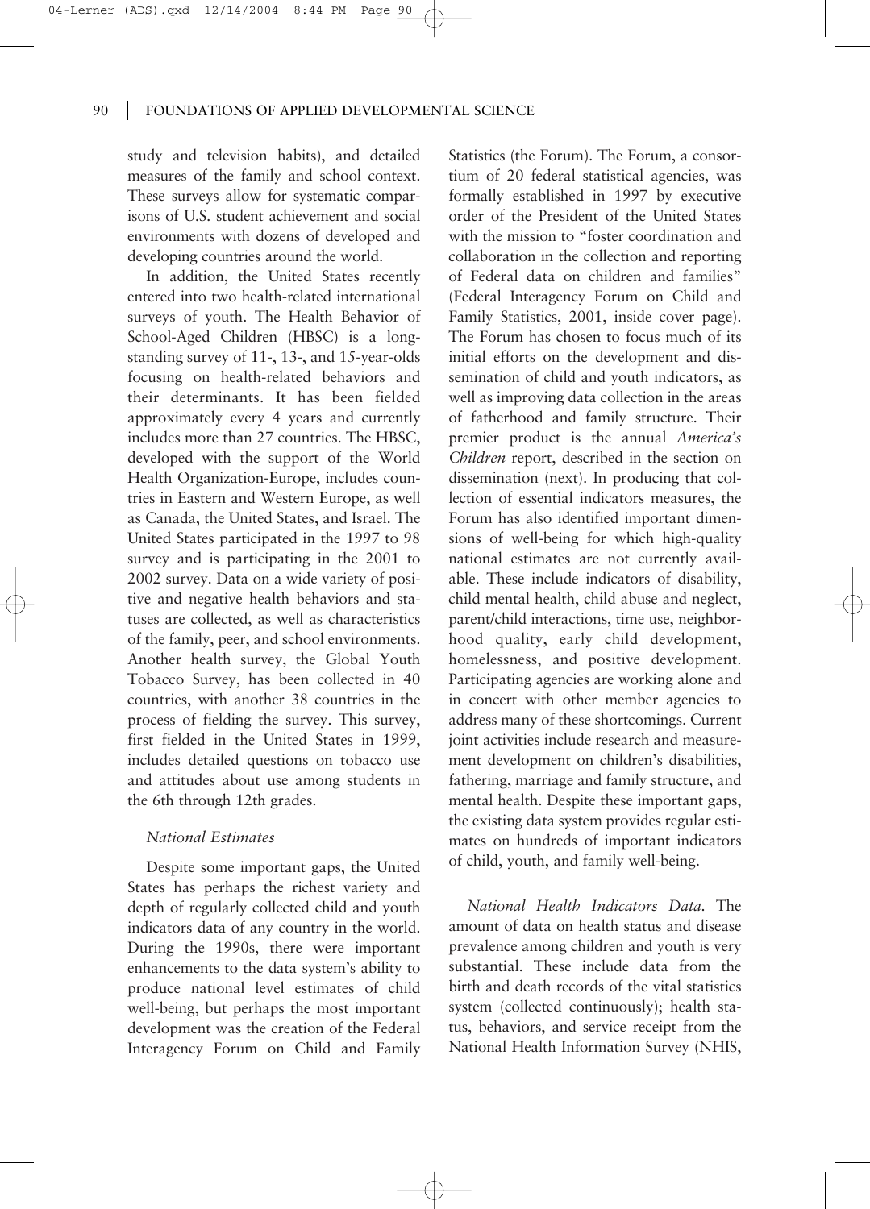study and television habits), and detailed measures of the family and school context. These surveys allow for systematic comparisons of U.S. student achievement and social environments with dozens of developed and developing countries around the world.

In addition, the United States recently entered into two health-related international surveys of youth. The Health Behavior of School-Aged Children (HBSC) is a longstanding survey of 11-, 13-, and 15-year-olds focusing on health-related behaviors and their determinants. It has been fielded approximately every 4 years and currently includes more than 27 countries. The HBSC, developed with the support of the World Health Organization-Europe, includes countries in Eastern and Western Europe, as well as Canada, the United States, and Israel. The United States participated in the 1997 to 98 survey and is participating in the 2001 to 2002 survey. Data on a wide variety of positive and negative health behaviors and statuses are collected, as well as characteristics of the family, peer, and school environments. Another health survey, the Global Youth Tobacco Survey, has been collected in 40 countries, with another 38 countries in the process of fielding the survey. This survey, first fielded in the United States in 1999, includes detailed questions on tobacco use and attitudes about use among students in the 6th through 12th grades.

*National Estimates*

Despite some important gaps, the United States has perhaps the richest variety and depth of regularly collected child and youth indicators data of any country in the world. During the 1990s, there were important enhancements to the data system's ability to produce national level estimates of child well-being, but perhaps the most important development was the creation of the Federal Interagency Forum on Child and Family Statistics (the Forum). The Forum, a consortium of 20 federal statistical agencies, was formally established in 1997 by executive order of the President of the United States with the mission to "foster coordination and collaboration in the collection and reporting of Federal data on children and families" (Federal Interagency Forum on Child and Family Statistics, 2001, inside cover page). The Forum has chosen to focus much of its initial efforts on the development and dissemination of child and youth indicators, as well as improving data collection in the areas of fatherhood and family structure. Their premier product is the annual *America's Children* report, described in the section on dissemination (next). In producing that collection of essential indicators measures, the Forum has also identified important dimensions of well-being for which high-quality national estimates are not currently available. These include indicators of disability, child mental health, child abuse and neglect, parent/child interactions, time use, neighborhood quality, early child development, homelessness, and positive development. Participating agencies are working alone and in concert with other member agencies to address many of these shortcomings. Current joint activities include research and measurement development on children's disabilities, fathering, marriage and family structure, and mental health. Despite these important gaps, the existing data system provides regular estimates on hundreds of important indicators of child, youth, and family well-being.

*National Health Indicators Data.* The amount of data on health status and disease prevalence among children and youth is very substantial. These include data from the birth and death records of the vital statistics system (collected continuously); health status, behaviors, and service receipt from the National Health Information Survey (NHIS,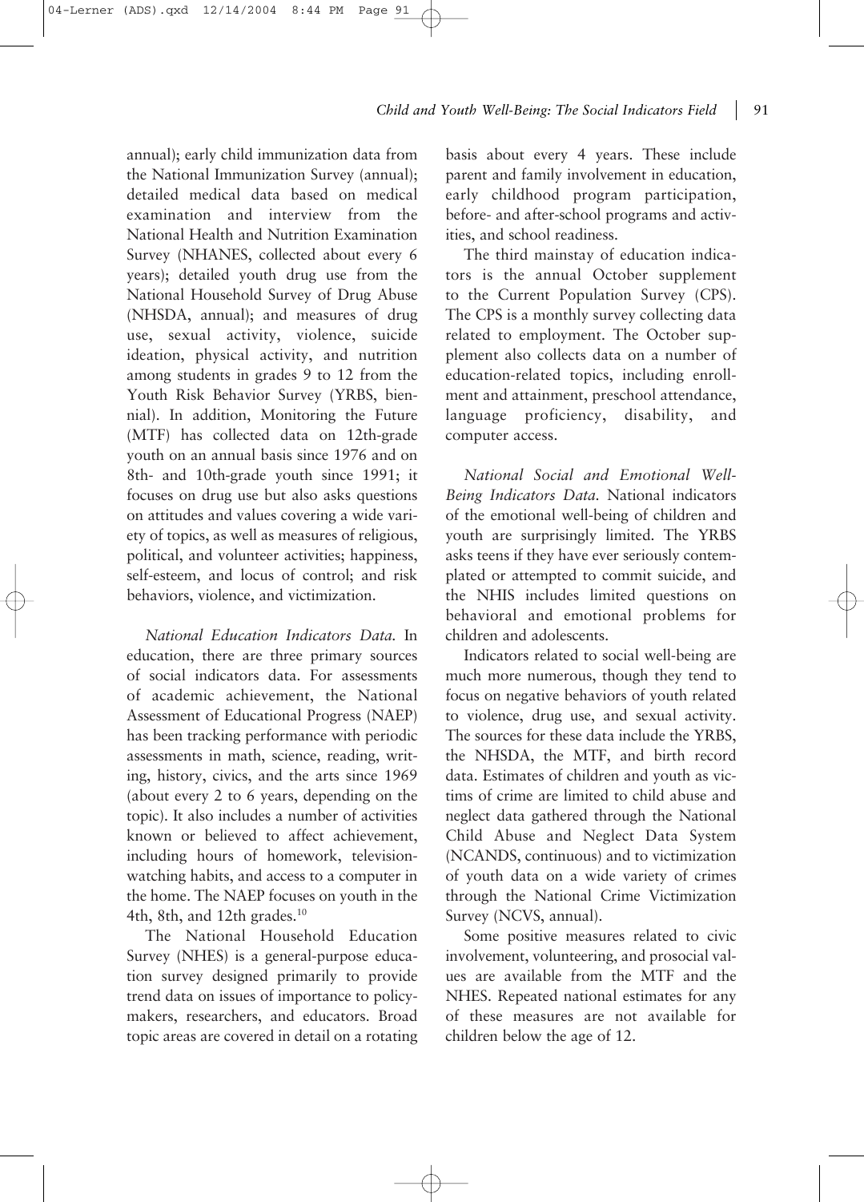annual); early child immunization data from the National Immunization Survey (annual); detailed medical data based on medical examination and interview from the National Health and Nutrition Examination Survey (NHANES, collected about every 6 years); detailed youth drug use from the National Household Survey of Drug Abuse (NHSDA, annual); and measures of drug use, sexual activity, violence, suicide ideation, physical activity, and nutrition among students in grades 9 to 12 from the Youth Risk Behavior Survey (YRBS, biennial). In addition, Monitoring the Future (MTF) has collected data on 12th-grade youth on an annual basis since 1976 and on 8th- and 10th-grade youth since 1991; it focuses on drug use but also asks questions on attitudes and values covering a wide variety of topics, as well as measures of religious, political, and volunteer activities; happiness, self-esteem, and locus of control; and risk behaviors, violence, and victimization.

*National Education Indicators Data.* In education, there are three primary sources of social indicators data. For assessments of academic achievement, the National Assessment of Educational Progress (NAEP) has been tracking performance with periodic assessments in math, science, reading, writing, history, civics, and the arts since 1969 (about every 2 to 6 years, depending on the topic). It also includes a number of activities known or believed to affect achievement, including hours of homework, television-watching habits, and access to a computer in the home. The NAEP focuses on youth in the 4th, 8th, and 12th grades.[10]

The National Household Education Survey (NHES) is a general-purpose education survey designed primarily to provide trend data on issues of importance to policymakers, researchers, and educators. Broad topic areas are covered in detail on a rotating basis about every 4 years. These include parent and family involvement in education, early childhood program participation, before- and after-school programs and activities, and school readiness.

The third mainstay of education indicators is the annual October supplement to the Current Population Survey (CPS). The CPS is a monthly survey collecting data related to employment. The October supplement also collects data on a number of education-related topics, including enrollment and attainment, preschool attendance, language proficiency, disability, and computer access.

*National Social and Emotional Well-Being Indicators Data.* National indicators of the emotional well-being of children and youth are surprisingly limited. The YRBS asks teens if they have ever seriously contemplated or attempted to commit suicide, and the NHIS includes limited questions on behavioral and emotional problems for children and adolescents.

Indicators related to social well-being are much more numerous, though they tend to focus on negative behaviors of youth related to violence, drug use, and sexual activity. The sources for these data include the YRBS, the NHSDA, the MTF, and birth record data. Estimates of children and youth as victims of crime are limited to child abuse and neglect data gathered through the National Child Abuse and Neglect Data System (NCANDS, continuous) and to victimization of youth data on a wide variety of crimes through the National Crime Victimization Survey (NCVS, annual).

Some positive measures related to civic involvement, volunteering, and prosocial values are available from the MTF and the NHES. Repeated national estimates for any of these measures are not available for children below the age of 12.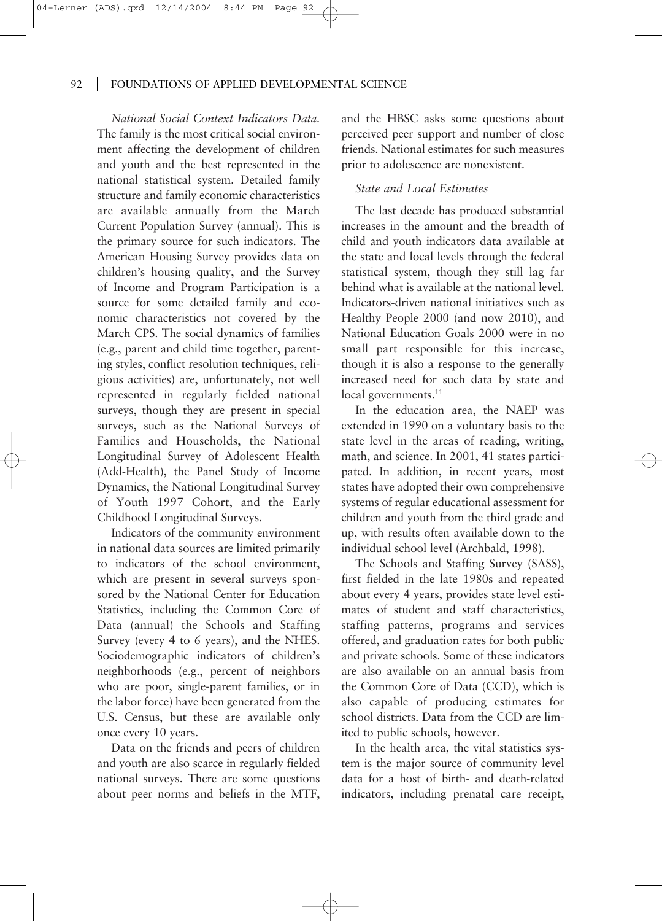*National Social Context Indicators Data.* The family is the most critical social environment affecting the development of children and youth and the best represented in the national statistical system. Detailed family structure and family economic characteristics are available annually from the March Current Population Survey (annual). This is the primary source for such indicators. The American Housing Survey provides data on children's housing quality, and the Survey of Income and Program Participation is a source for some detailed family and economic characteristics not covered by the March CPS. The social dynamics of families (e.g., parent and child time together, parenting styles, conflict resolution techniques, religious activities) are, unfortunately, not well represented in regularly fielded national surveys, though they are present in special surveys, such as the National Surveys of Families and Households, the National Longitudinal Survey of Adolescent Health (Add-Health), the Panel Study of Income Dynamics, the National Longitudinal Survey of Youth 1997 Cohort, and the Early Childhood Longitudinal Surveys.

Indicators of the community environment in national data sources are limited primarily to indicators of the school environment, which are present in several surveys sponsored by the National Center for Education Statistics, including the Common Core of Data (annual) the Schools and Staffing Survey (every 4 to 6 years), and the NHES. Sociodemographic indicators of children's neighborhoods (e.g., percent of neighbors who are poor, single-parent families, or in the labor force) have been generated from the U.S. Census, but these are available only once every 10 years.

Data on the friends and peers of children and youth are also scarce in regularly fielded national surveys. There are some questions about peer norms and beliefs in the MTF, and the HBSC asks some questions about perceived peer support and number of close friends. National estimates for such measures prior to adolescence are nonexistent.

### *State and Local Estimates*

The last decade has produced substantial increases in the amount and the breadth of child and youth indicators data available at the state and local levels through the federal statistical system, though they still lag far behind what is available at the national level. Indicators-driven national initiatives such as Healthy People 2000 (and now 2010), and National Education Goals 2000 were in no small part responsible for this increase, though it is also a response to the generally increased need for such data by state and local governments.[11]

In the education area, the NAEP was extended in 1990 on a voluntary basis to the state level in the areas of reading, writing, math, and science. In 2001, 41 states participated. In addition, in recent years, most states have adopted their own comprehensive systems of regular educational assessment for children and youth from the third grade and up, with results often available down to the individual school level (Archbald, 1998).

The Schools and Staffing Survey (SASS), first fielded in the late 1980s and repeated about every 4 years, provides state level estimates of student and staff characteristics, staffing patterns, programs and services offered, and graduation rates for both public and private schools. Some of these indicators are also available on an annual basis from the Common Core of Data (CCD), which is also capable of producing estimates for school districts. Data from the CCD are limited to public schools, however.

In the health area, the vital statistics system is the major source of community level data for a host of birth- and death-related indicators, including prenatal care receipt,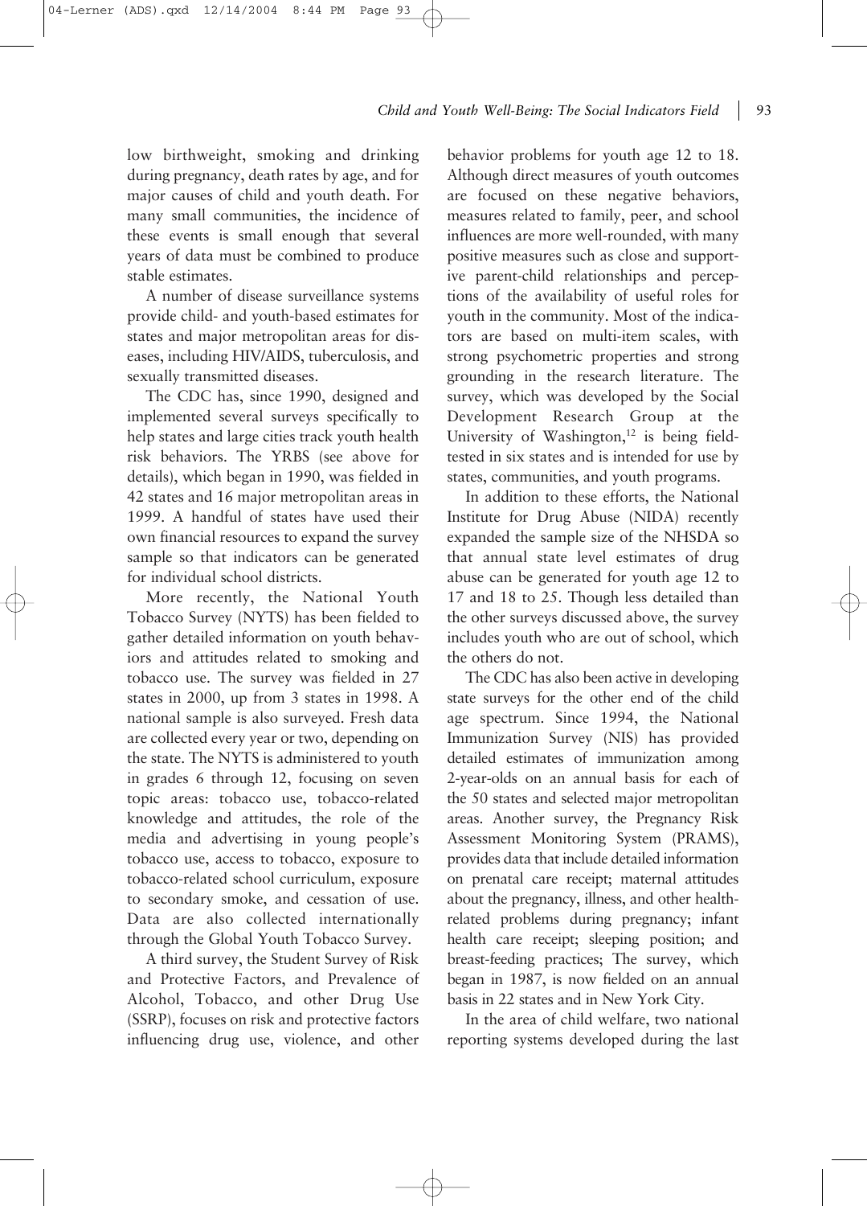low birthweight, smoking and drinking during pregnancy, death rates by age, and for major causes of child and youth death. For many small communities, the incidence of these events is small enough that several years of data must be combined to produce stable estimates.

A number of disease surveillance systems provide child- and youth-based estimates for states and major metropolitan areas for diseases, including HIV/AIDS, tuberculosis, and sexually transmitted diseases.

The CDC has, since 1990, designed and implemented several surveys specifically to help states and large cities track youth health risk behaviors. The YRBS (see above for details), which began in 1990, was fielded in 42 states and 16 major metropolitan areas in 1999. A handful of states have used their own financial resources to expand the survey sample so that indicators can be generated for individual school districts.

More recently, the National Youth Tobacco Survey (NYTS) has been fielded to gather detailed information on youth behaviors and attitudes related to smoking and tobacco use. The survey was fielded in 27 states in 2000, up from 3 states in 1998. A national sample is also surveyed. Fresh data are collected every year or two, depending on the state. The NYTS is administered to youth in grades 6 through 12, focusing on seven topic areas: tobacco use, tobacco-related knowledge and attitudes, the role of the media and advertising in young people's tobacco use, access to tobacco, exposure to tobacco-related school curriculum, exposure to secondary smoke, and cessation of use. Data are also collected internationally through the Global Youth Tobacco Survey.

A third survey, the Student Survey of Risk and Protective Factors, and Prevalence of Alcohol, Tobacco, and other Drug Use (SSRP), focuses on risk and protective factors influencing drug use, violence, and other behavior problems for youth age 12 to 18. Although direct measures of youth outcomes are focused on these negative behaviors, measures related to family, peer, and school influences are more well-rounded, with many positive measures such as close and supportive parent-child relationships and perceptions of the availability of useful roles for youth in the community. Most of the indicators are based on multi-item scales, with strong psychometric properties and strong grounding in the research literature. The survey, which was developed by the Social Development Research Group at the University of Washington,[12] is being field-tested in six states and is intended for use by states, communities, and youth programs.

In addition to these efforts, the National Institute for Drug Abuse (NIDA) recently expanded the sample size of the NHSDA so that annual state level estimates of drug abuse can be generated for youth age 12 to 17 and 18 to 25. Though less detailed than the other surveys discussed above, the survey includes youth who are out of school, which the others do not.

The CDC has also been active in developing state surveys for the other end of the child age spectrum. Since 1994, the National Immunization Survey (NIS) has provided detailed estimates of immunization among 2-year-olds on an annual basis for each of the 50 states and selected major metropolitan areas. Another survey, the Pregnancy Risk Assessment Monitoring System (PRAMS), provides data that include detailed information on prenatal care receipt; maternal attitudes about the pregnancy, illness, and other health-related problems during pregnancy; infant health care receipt; sleeping position; and breast-feeding practices; The survey, which began in 1987, is now fielded on an annual basis in 22 states and in New York City.

In the area of child welfare, two national reporting systems developed during the last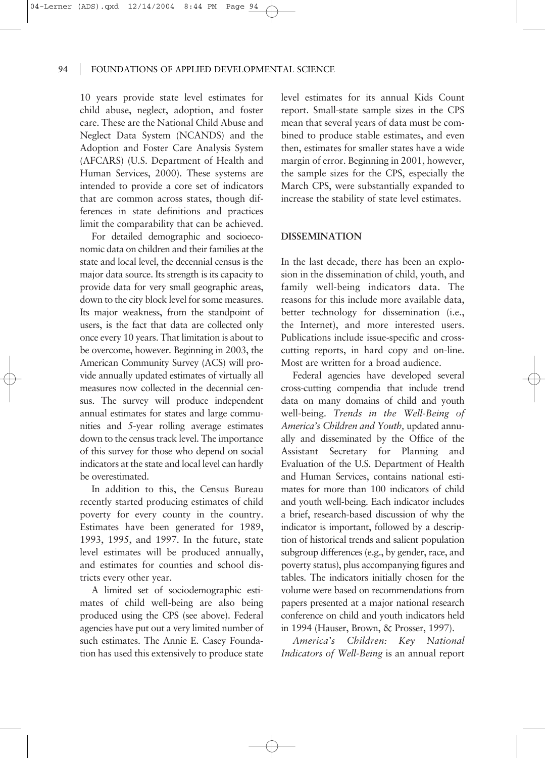10 years provide state level estimates for child abuse, neglect, adoption, and foster care. These are the National Child Abuse and Neglect Data System (NCANDS) and the Adoption and Foster Care Analysis System (AFCARS) (U.S. Department of Health and Human Services, 2000). These systems are intended to provide a core set of indicators that are common across states, though differences in state definitions and practices limit the comparability that can be achieved.

For detailed demographic and socioeconomic data on children and their families at the state and local level, the decennial census is the major data source. Its strength is its capacity to provide data for very small geographic areas, down to the city block level for some measures. Its major weakness, from the standpoint of users, is the fact that data are collected only once every 10 years. That limitation is about to be overcome, however. Beginning in 2003, the American Community Survey (ACS) will provide annually updated estimates of virtually all measures now collected in the decennial census. The survey will produce independent annual estimates for states and large communities and 5-year rolling average estimates down to the census track level. The importance of this survey for those who depend on social indicators at the state and local level can hardly be overestimated.

In addition to this, the Census Bureau recently started producing estimates of child poverty for every county in the country. Estimates have been generated for 1989, 1993, 1995, and 1997. In the future, state level estimates will be produced annually, and estimates for counties and school districts every other year.

A limited set of sociodemographic estimates of child well-being are also being produced using the CPS (see above). Federal agencies have put out a very limited number of such estimates. The Annie E. Casey Foundation has used this extensively to produce state level estimates for its annual Kids Count report. Small-state sample sizes in the CPS mean that several years of data must be combined to produce stable estimates, and even then, estimates for smaller states have a wide margin of error. Beginning in 2001, however, the sample sizes for the CPS, especially the March CPS, were substantially expanded to increase the stability of state level estimates.

## DISSEMINATION

In the last decade, there has been an explosion in the dissemination of child, youth, and family well-being indicators data. The reasons for this include more available data, better technology for dissemination (i.e., the Internet), and more interested users. Publications include issue-specific and cross-cutting reports, in hard copy and on-line. Most are written for a broad audience.

Federal agencies have developed several cross-cutting compendia that include trend data on many domains of child and youth well-being. *Trends in the Well-Being of America's Children and Youth,* updated annually and disseminated by the Office of the Assistant Secretary for Planning and Evaluation of the U.S. Department of Health and Human Services, contains national estimates for more than 100 indicators of child and youth well-being. Each indicator includes a brief, research-based discussion of why the indicator is important, followed by a description of historical trends and salient population subgroup differences (e.g., by gender, race, and poverty status), plus accompanying figures and tables. The indicators initially chosen for the volume were based on recommendations from papers presented at a major national research conference on child and youth indicators held in 1994 (Hauser, Brown, & Prosser, 1997).

*America's Children: Key National Indicators of Well-Being* is an annual report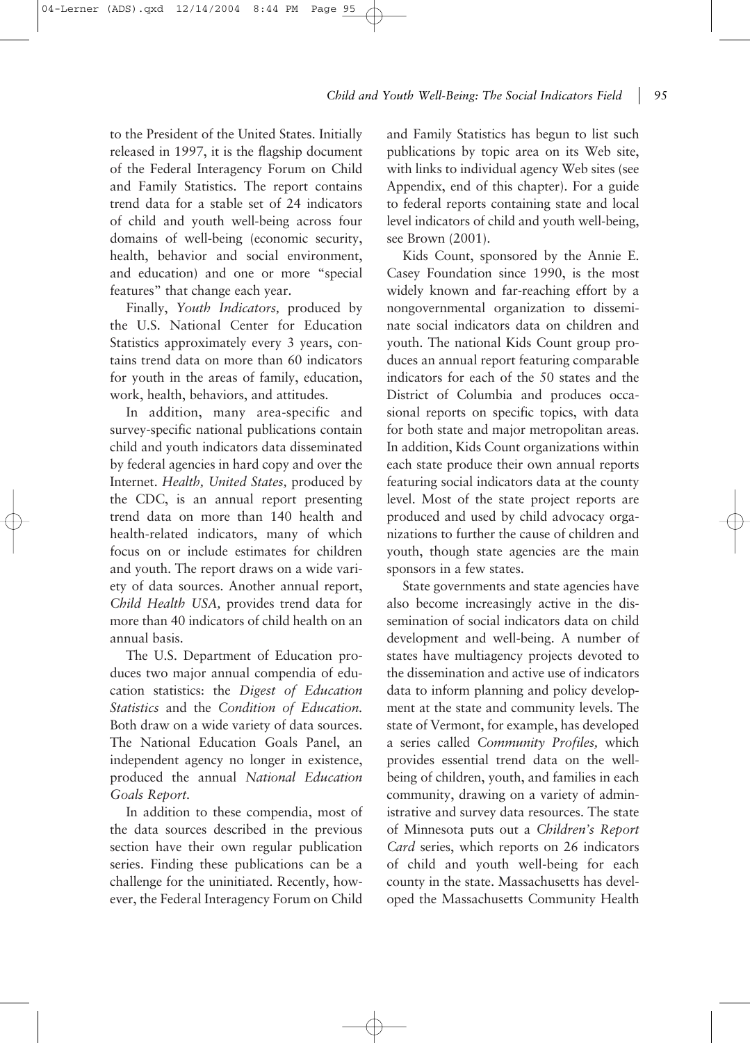to the President of the United States. Initially released in 1997, it is the flagship document of the Federal Interagency Forum on Child and Family Statistics. The report contains trend data for a stable set of 24 indicators of child and youth well-being across four domains of well-being (economic security, health, behavior and social environment, and education) and one or more "special features" that change each year.

Finally, *Youth Indicators,* produced by the U.S. National Center for Education Statistics approximately every 3 years, contains trend data on more than 60 indicators for youth in the areas of family, education, work, health, behaviors, and attitudes.

In addition, many area-specific and survey-specific national publications contain child and youth indicators data disseminated by federal agencies in hard copy and over the Internet. *Health, United States,* produced by the CDC, is an annual report presenting trend data on more than 140 health and health-related indicators, many of which focus on or include estimates for children and youth. The report draws on a wide variety of data sources. Another annual report, *Child Health USA,* provides trend data for more than 40 indicators of child health on an annual basis.

The U.S. Department of Education produces two major annual compendia of education statistics: the *Digest of Education Statistics* and the *Condition of Education.* Both draw on a wide variety of data sources. The National Education Goals Panel, an independent agency no longer in existence, produced the annual *National Education Goals Report.*

In addition to these compendia, most of the data sources described in the previous section have their own regular publication series. Finding these publications can be a challenge for the uninitiated. Recently, however, the Federal Interagency Forum on Child and Family Statistics has begun to list such publications by topic area on its Web site, with links to individual agency Web sites (see Appendix, end of this chapter). For a guide to federal reports containing state and local level indicators of child and youth well-being, see Brown (2001).

Kids Count, sponsored by the Annie E. Casey Foundation since 1990, is the most widely known and far-reaching effort by a nongovernmental organization to disseminate social indicators data on children and youth. The national Kids Count group produces an annual report featuring comparable indicators for each of the 50 states and the District of Columbia and produces occasional reports on specific topics, with data for both state and major metropolitan areas. In addition, Kids Count organizations within each state produce their own annual reports featuring social indicators data at the county level. Most of the state project reports are produced and used by child advocacy organizations to further the cause of children and youth, though state agencies are the main sponsors in a few states.

State governments and state agencies have also become increasingly active in the dissemination of social indicators data on child development and well-being. A number of states have multiagency projects devoted to the dissemination and active use of indicators data to inform planning and policy development at the state and community levels. The state of Vermont, for example, has developed a series called *Community Profiles,* which provides essential trend data on the well-being of children, youth, and families in each community, drawing on a variety of administrative and survey data resources. The state of Minnesota puts out a *Children's Report Card* series, which reports on 26 indicators of child and youth well-being for each county in the state. Massachusetts has developed the Massachusetts Community Health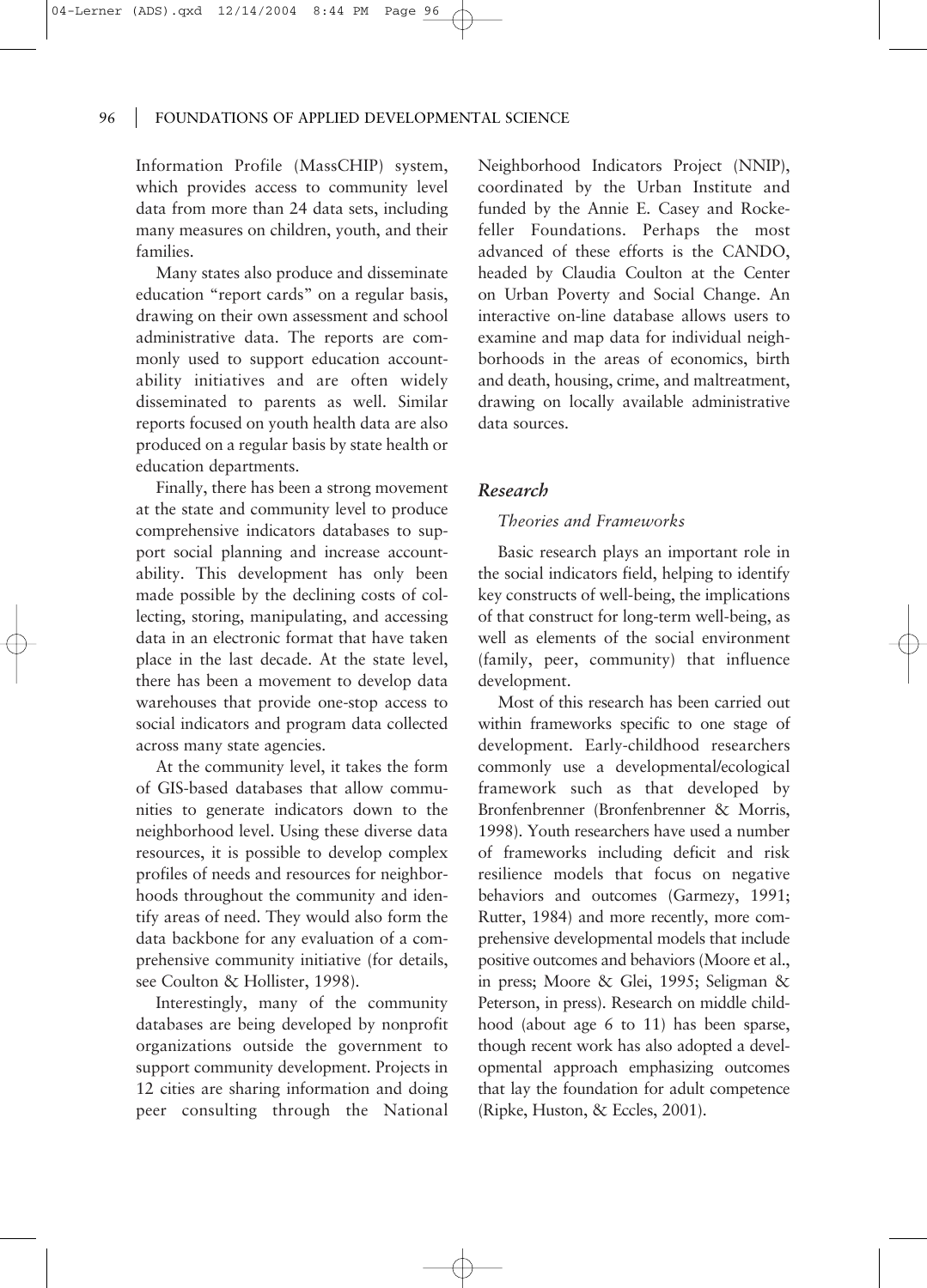Information Profile (MassCHIP) system, which provides access to community level data from more than 24 data sets, including many measures on children, youth, and their families.

Many states also produce and disseminate education "report cards" on a regular basis, drawing on their own assessment and school administrative data. The reports are commonly used to support education accountability initiatives and are often widely disseminated to parents as well. Similar reports focused on youth health data are also produced on a regular basis by state health or education departments.

Finally, there has been a strong movement at the state and community level to produce comprehensive indicators databases to support social planning and increase accountability. This development has only been made possible by the declining costs of collecting, storing, manipulating, and accessing data in an electronic format that have taken place in the last decade. At the state level, there has been a movement to develop data warehouses that provide one-stop access to social indicators and program data collected across many state agencies.

At the community level, it takes the form of GIS-based databases that allow communities to generate indicators down to the neighborhood level. Using these diverse data resources, it is possible to develop complex profiles of needs and resources for neighborhoods throughout the community and identify areas of need. They would also form the data backbone for any evaluation of a comprehensive community initiative (for details, see Coulton & Hollister, 1998).

Interestingly, many of the community databases are being developed by nonprofit organizations outside the government to support community development. Projects in 12 cities are sharing information and doing peer consulting through the National Neighborhood Indicators Project (NNIP), coordinated by the Urban Institute and funded by the Annie E. Casey and Rockefeller Foundations. Perhaps the most advanced of these efforts is the CANDO, headed by Claudia Coulton at the Center on Urban Poverty and Social Change. An interactive on-line database allows users to examine and map data for individual neighborhoods in the areas of economics, birth and death, housing, crime, and maltreatment, drawing on locally available administrative data sources.

## *Research*

### *Theories and Frameworks*

Basic research plays an important role in the social indicators field, helping to identify key constructs of well-being, the implications of that construct for long-term well-being, as well as elements of the social environment (family, peer, community) that influence development.

Most of this research has been carried out within frameworks specific to one stage of development. Early-childhood researchers commonly use a developmental/ecological framework such as that developed by Bronfenbrenner (Bronfenbrenner & Morris, 1998). Youth researchers have used a number of frameworks including deficit and risk resilience models that focus on negative behaviors and outcomes (Garmezy, 1991; Rutter, 1984) and more recently, more comprehensive developmental models that include positive outcomes and behaviors (Moore et al., in press; Moore & Glei, 1995; Seligman & Peterson, in press). Research on middle childhood (about age 6 to 11) has been sparse, though recent work has also adopted a developmental approach emphasizing outcomes that lay the foundation for adult competence (Ripke, Huston, & Eccles, 2001).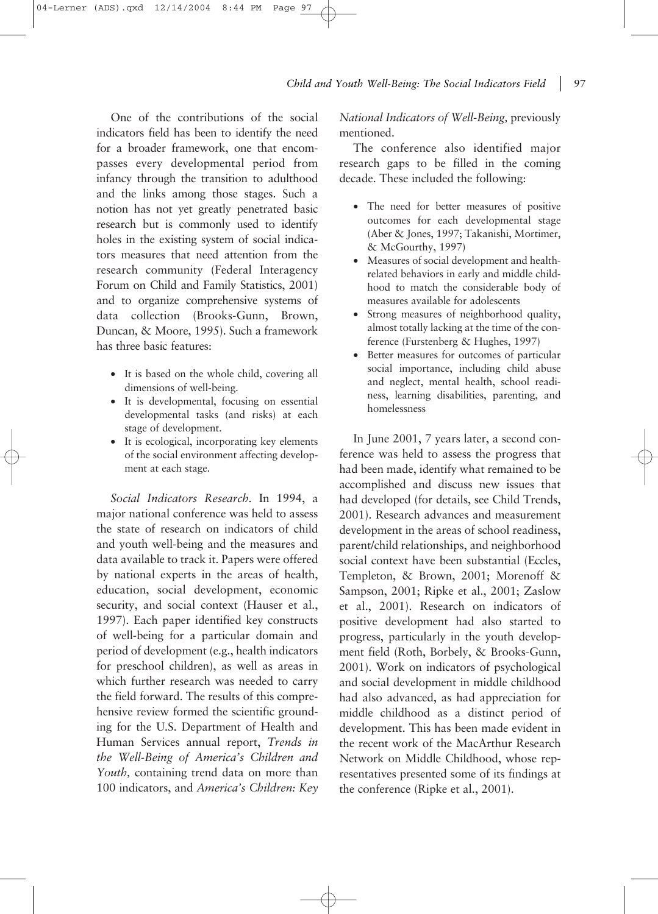One of the contributions of the social indicators field has been to identify the need for a broader framework, one that encompasses every developmental period from infancy through the transition to adulthood and the links among those stages. Such a notion has not yet greatly penetrated basic research but is commonly used to identify holes in the existing system of social indicators measures that need attention from the research community (Federal Interagency Forum on Child and Family Statistics, 2001) and to organize comprehensive systems of data collection (Brooks-Gunn, Brown, Duncan, & Moore, 1995). Such a framework has three basic features:

- It is based on the whole child, covering all dimensions of well-being.
- It is developmental, focusing on essential developmental tasks (and risks) at each stage of development.
- It is ecological, incorporating key elements of the social environment affecting development at each stage.

*Social Indicators Research.* In 1994, a major national conference was held to assess the state of research on indicators of child and youth well-being and the measures and data available to track it. Papers were offered by national experts in the areas of health, education, social development, economic security, and social context (Hauser et al., 1997). Each paper identified key constructs of well-being for a particular domain and period of development (e.g., health indicators for preschool children), as well as areas in which further research was needed to carry the field forward. The results of this comprehensive review formed the scientific grounding for the U.S. Department of Health and Human Services annual report, *Trends in the Well-Being of America's Children and Youth,* containing trend data on more than 100 indicators, and *America's Children: Key National Indicators of Well-Being,* previously mentioned.

The conference also identified major research gaps to be filled in the coming decade. These included the following:

- The need for better measures of positive outcomes for each developmental stage (Aber & Jones, 1997; Takanishi, Mortimer, & McGourthy, 1997)
- Measures of social development and health-related behaviors in early and middle childhood to match the considerable body of measures available for adolescents
- Strong measures of neighborhood quality, almost totally lacking at the time of the conference (Furstenberg & Hughes, 1997)
- Better measures for outcomes of particular social importance, including child abuse and neglect, mental health, school readiness, learning disabilities, parenting, and homelessness

In June 2001, 7 years later, a second conference was held to assess the progress that had been made, identify what remained to be accomplished and discuss new issues that had developed (for details, see Child Trends, 2001). Research advances and measurement development in the areas of school readiness, parent/child relationships, and neighborhood social context have been substantial (Eccles, Templeton, & Brown, 2001; Morenoff & Sampson, 2001; Ripke et al., 2001; Zaslow et al., 2001). Research on indicators of positive development had also started to progress, particularly in the youth development field (Roth, Borbely, & Brooks-Gunn, 2001). Work on indicators of psychological and social development in middle childhood had also advanced, as had appreciation for middle childhood as a distinct period of development. This has been made evident in the recent work of the MacArthur Research Network on Middle Childhood, whose representatives presented some of its findings at the conference (Ripke et al., 2001).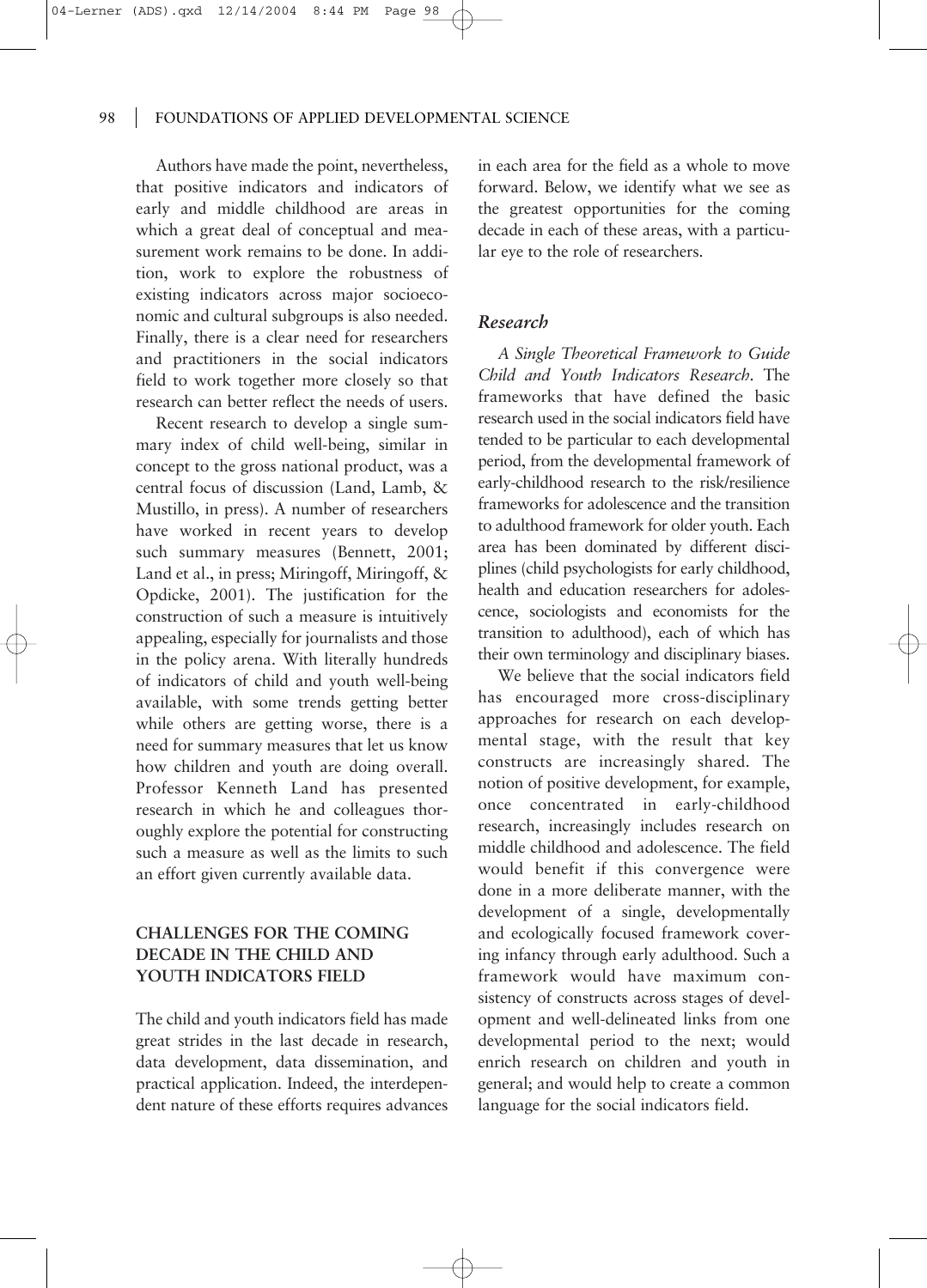Authors have made the point, nevertheless, that positive indicators and indicators of early and middle childhood are areas in which a great deal of conceptual and measurement work remains to be done. In addition, work to explore the robustness of existing indicators across major socioeconomic and cultural subgroups is also needed. Finally, there is a clear need for researchers and practitioners in the social indicators field to work together more closely so that research can better reflect the needs of users.

Recent research to develop a single summary index of child well-being, similar in concept to the gross national product, was a central focus of discussion (Land, Lamb, & Mustillo, in press). A number of researchers have worked in recent years to develop such summary measures (Bennett, 2001; Land et al., in press; Miringoff, Miringoff, & Opdicke, 2001). The justification for the construction of such a measure is intuitively appealing, especially for journalists and those in the policy arena. With literally hundreds of indicators of child and youth well-being available, with some trends getting better while others are getting worse, there is a need for summary measures that let us know how children and youth are doing overall. Professor Kenneth Land has presented research in which he and colleagues thoroughly explore the potential for constructing such a measure as well as the limits to such an effort given currently available data.

## CHALLENGES FOR THE COMING DECADE IN THE CHILD AND YOUTH INDICATORS FIELD

The child and youth indicators field has made great strides in the last decade in research, data development, data dissemination, and practical application. Indeed, the interdependent nature of these efforts requires advances in each area for the field as a whole to move forward. Below, we identify what we see as the greatest opportunities for the coming decade in each of these areas, with a particular eye to the role of researchers.

### *Research*

*A Single Theoretical Framework to Guide Child and Youth Indicators Research.* The frameworks that have defined the basic research used in the social indicators field have tended to be particular to each developmental period, from the developmental framework of early-childhood research to the risk/resilience frameworks for adolescence and the transition to adulthood framework for older youth. Each area has been dominated by different disciplines (child psychologists for early childhood, health and education researchers for adolescence, sociologists and economists for the transition to adulthood), each of which has their own terminology and disciplinary biases.

We believe that the social indicators field has encouraged more cross-disciplinary approaches for research on each developmental stage, with the result that key constructs are increasingly shared. The notion of positive development, for example, once concentrated in early-childhood research, increasingly includes research on middle childhood and adolescence. The field would benefit if this convergence were done in a more deliberate manner, with the development of a single, developmentally and ecologically focused framework covering infancy through early adulthood. Such a framework would have maximum consistency of constructs across stages of development and well-delineated links from one developmental period to the next; would enrich research on children and youth in general; and would help to create a common language for the social indicators field.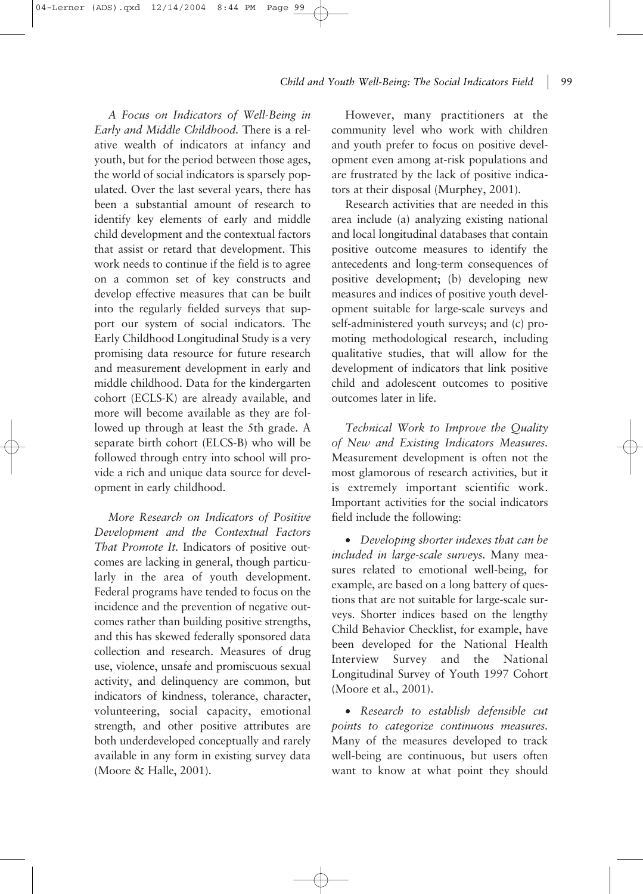*A Focus on Indicators of Well-Being in Early and Middle Childhood.* There is a relative wealth of indicators at infancy and youth, but for the period between those ages, the world of social indicators is sparsely populated. Over the last several years, there has been a substantial amount of research to identify key elements of early and middle child development and the contextual factors that assist or retard that development. This work needs to continue if the field is to agree on a common set of key constructs and develop effective measures that can be built into the regularly fielded surveys that support our system of social indicators. The Early Childhood Longitudinal Study is a very promising data resource for future research and measurement development in early and middle childhood. Data for the kindergarten cohort (ECLS-K) are already available, and more will become available as they are followed up through at least the 5th grade. A separate birth cohort (ELCS-B) who will be followed through entry into school will provide a rich and unique data source for development in early childhood.

*More Research on Indicators of Positive Development and the Contextual Factors That Promote It.* Indicators of positive outcomes are lacking in general, though particularly in the area of youth development. Federal programs have tended to focus on the incidence and the prevention of negative outcomes rather than building positive strengths, and this has skewed federally sponsored data collection and research. Measures of drug use, violence, unsafe and promiscuous sexual activity, and delinquency are common, but indicators of kindness, tolerance, character, volunteering, social capacity, emotional strength, and other positive attributes are both underdeveloped conceptually and rarely available in any form in existing survey data (Moore & Halle, 2001).

However, many practitioners at the community level who work with children and youth prefer to focus on positive development even among at-risk populations and are frustrated by the lack of positive indicators at their disposal (Murphey, 2001).

Research activities that are needed in this area include (a) analyzing existing national and local longitudinal databases that contain positive outcome measures to identify the antecedents and long-term consequences of positive development; (b) developing new measures and indices of positive youth development suitable for large-scale surveys and self-administered youth surveys; and (c) promoting methodological research, including qualitative studies, that will allow for the development of indicators that link positive child and adolescent outcomes to positive outcomes later in life.

*Technical Work to Improve the Quality of New and Existing Indicators Measures.* Measurement development is often not the most glamorous of research activities, but it is extremely important scientific work. Important activities for the social indicators field include the following:

- *Developing shorter indexes that can be included in large-scale surveys.* Many measures related to emotional well-being, for example, are based on a long battery of questions that are not suitable for large-scale surveys. Shorter indices based on the lengthy Child Behavior Checklist, for example, have been developed for the National Health Interview Survey and the National Longitudinal Survey of Youth 1997 Cohort (Moore et al., 2001).

- *Research to establish defensible cut points to categorize continuous measures.* Many of the measures developed to track well-being are continuous, but users often want to know at what point they should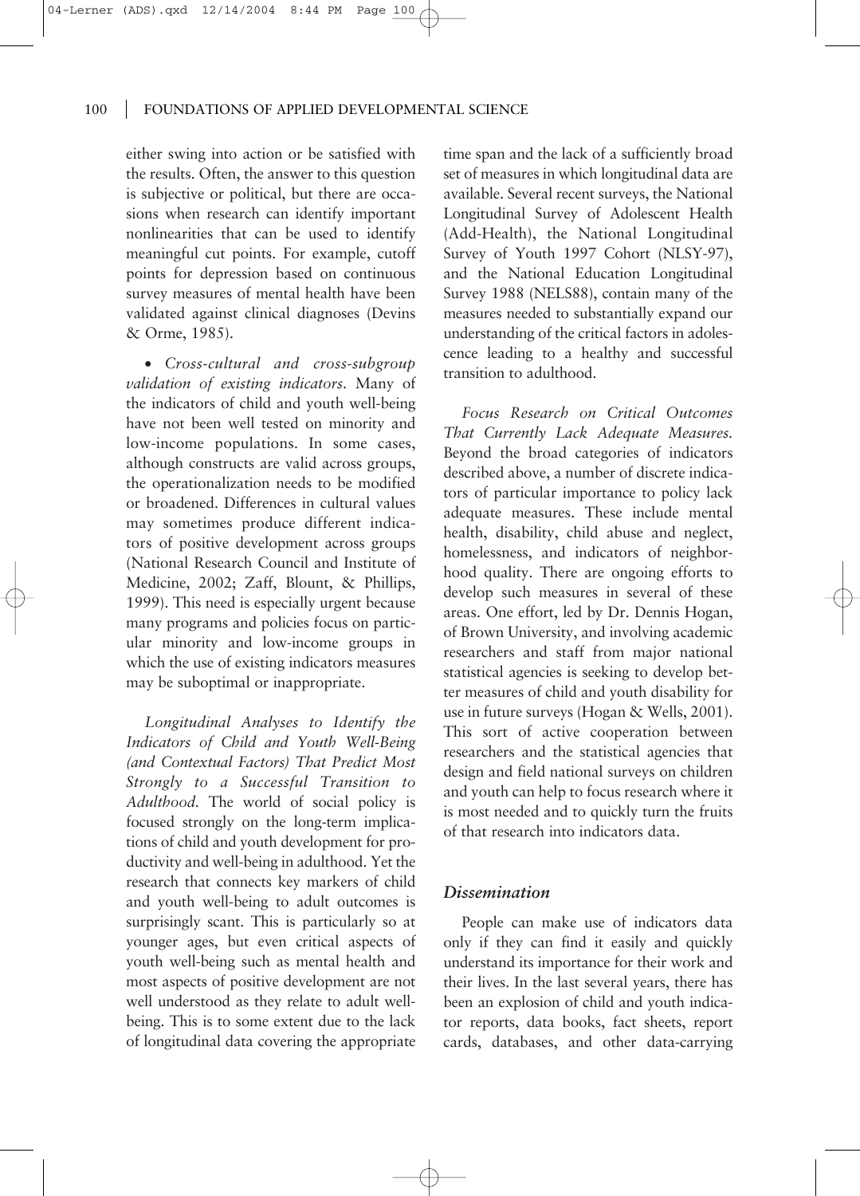either swing into action or be satisfied with the results. Often, the answer to this question is subjective or political, but there are occasions when research can identify important nonlinearities that can be used to identify meaningful cut points. For example, cutoff points for depression based on continuous survey measures of mental health have been validated against clinical diagnoses (Devins & Orme, 1985).

- *Cross-cultural and cross-subgroup validation of existing indicators.* Many of the indicators of child and youth well-being have not been well tested on minority and low-income populations. In some cases, although constructs are valid across groups, the operationalization needs to be modified or broadened. Differences in cultural values may sometimes produce different indicators of positive development across groups (National Research Council and Institute of Medicine, 2002; Zaff, Blount, & Phillips, 1999). This need is especially urgent because many programs and policies focus on particular minority and low-income groups in which the use of existing indicators measures may be suboptimal or inappropriate.

*Longitudinal Analyses to Identify the Indicators of Child and Youth Well-Being (and Contextual Factors) That Predict Most Strongly to a Successful Transition to Adulthood.* The world of social policy is focused strongly on the long-term implications of child and youth development for productivity and well-being in adulthood. Yet the research that connects key markers of child and youth well-being to adult outcomes is surprisingly scant. This is particularly so at younger ages, but even critical aspects of youth well-being such as mental health and most aspects of positive development are not well understood as they relate to adult well-being. This is to some extent due to the lack of longitudinal data covering the appropriate time span and the lack of a sufficiently broad set of measures in which longitudinal data are available. Several recent surveys, the National Longitudinal Survey of Adolescent Health (Add-Health), the National Longitudinal Survey of Youth 1997 Cohort (NLSY-97), and the National Education Longitudinal Survey 1988 (NELS88), contain many of the measures needed to substantially expand our understanding of the critical factors in adolescence leading to a healthy and successful transition to adulthood.

*Focus Research on Critical Outcomes That Currently Lack Adequate Measures.* Beyond the broad categories of indicators described above, a number of discrete indicators of particular importance to policy lack adequate measures. These include mental health, disability, child abuse and neglect, homelessness, and indicators of neighborhood quality. There are ongoing efforts to develop such measures in several of these areas. One effort, led by Dr. Dennis Hogan, of Brown University, and involving academic researchers and staff from major national statistical agencies is seeking to develop better measures of child and youth disability for use in future surveys (Hogan & Wells, 2001). This sort of active cooperation between researchers and the statistical agencies that design and field national surveys on children and youth can help to focus research where it is most needed and to quickly turn the fruits of that research into indicators data.

### *Dissemination*

People can make use of indicators data only if they can find it easily and quickly understand its importance for their work and their lives. In the last several years, there has been an explosion of child and youth indicator reports, data books, fact sheets, report cards, databases, and other data-carrying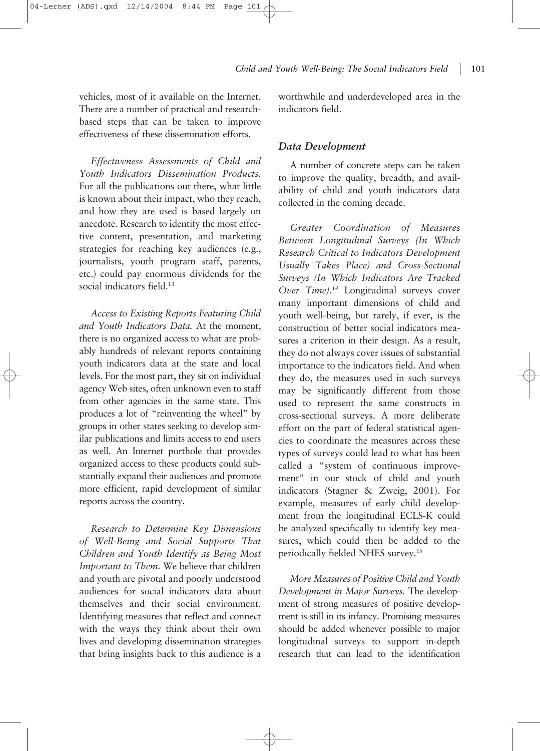vehicles, most of it available on the Internet. There are a number of practical and research-based steps that can be taken to improve effectiveness of these dissemination efforts.

*Effectiveness Assessments of Child and Youth Indicators Dissemination Products.* For all the publications out there, what little is known about their impact, who they reach, and how they are used is based largely on anecdote. Research to identify the most effective content, presentation, and marketing strategies for reaching key audiences (e.g., journalists, youth program staff, parents, etc.) could pay enormous dividends for the social indicators field.[13]

*Access to Existing Reports Featuring Child and Youth Indicators Data.* At the moment, there is no organized access to what are probably hundreds of relevant reports containing youth indicators data at the state and local levels. For the most part, they sit on individual agency Web sites, often unknown even to staff from other agencies in the same state. This produces a lot of "reinventing the wheel" by groups in other states seeking to develop similar publications and limits access to end users as well. An Internet porthole that provides organized access to these products could substantially expand their audiences and promote more efficient, rapid development of similar reports across the country.

*Research to Determine Key Dimensions of Well-Being and Social Supports That Children and Youth Identify as Being Most Important to Them.* We believe that children and youth are pivotal and poorly understood audiences for social indicators data about themselves and their social environment. Identifying measures that reflect and connect with the ways they think about their own lives and developing dissemination strategies that bring insights back to this audience is a worthwhile and underdeveloped area in the indicators field.

### Data Development

A number of concrete steps can be taken to improve the quality, breadth, and availability of child and youth indicators data collected in the coming decade.

*Greater Coordination of Measures Between Longitudinal Surveys (In Which Research Critical to Indicators Development Usually Takes Place) and Cross-Sectional Surveys (In Which Indicators Are Tracked Over Time).*[14] Longitudinal surveys cover many important dimensions of child and youth well-being, but rarely, if ever, is the construction of better social indicators measures a criterion in their design. As a result, they do not always cover issues of substantial importance to the indicators field. And when they do, the measures used in such surveys may be significantly different from those used to represent the same constructs in cross-sectional surveys. A more deliberate effort on the part of federal statistical agencies to coordinate the measures across these types of surveys could lead to what has been called a "system of continuous improvement" in our stock of child and youth indicators (Stagner & Zweig, 2001). For example, measures of early child development from the longitudinal ECLS-K could be analyzed specifically to identify key measures, which could then be added to the periodically fielded NHES survey.[15]

*More Measures of Positive Child and Youth Development in Major Surveys.* The development of strong measures of positive development is still in its infancy. Promising measures should be added whenever possible to major longitudinal surveys to support in-depth research that can lead to the identification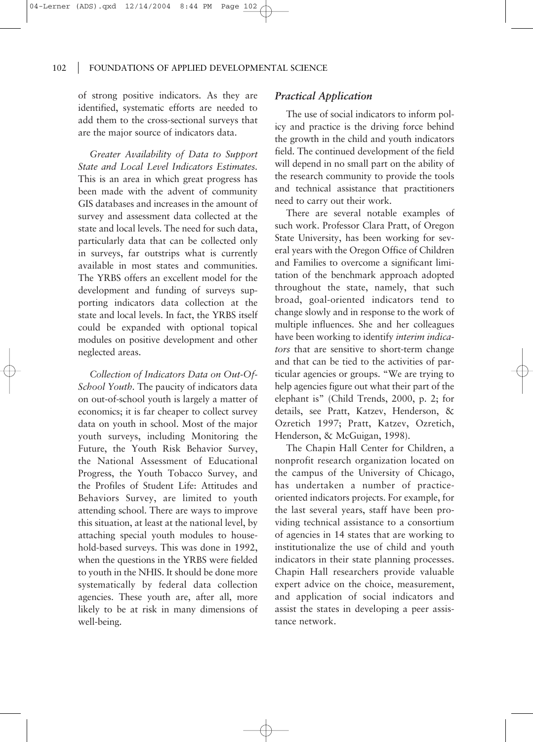of strong positive indicators. As they are identified, systematic efforts are needed to add them to the cross-sectional surveys that are the major source of indicators data.

*Greater Availability of Data to Support State and Local Level Indicators Estimates.* This is an area in which great progress has been made with the advent of community GIS databases and increases in the amount of survey and assessment data collected at the state and local levels. The need for such data, particularly data that can be collected only in surveys, far outstrips what is currently available in most states and communities. The YRBS offers an excellent model for the development and funding of surveys supporting indicators data collection at the state and local levels. In fact, the YRBS itself could be expanded with optional topical modules on positive development and other neglected areas.

*Collection of Indicators Data on Out-Of-School Youth.* The paucity of indicators data on out-of-school youth is largely a matter of economics; it is far cheaper to collect survey data on youth in school. Most of the major youth surveys, including Monitoring the Future, the Youth Risk Behavior Survey, the National Assessment of Educational Progress, the Youth Tobacco Survey, and the Profiles of Student Life: Attitudes and Behaviors Survey, are limited to youth attending school. There are ways to improve this situation, at least at the national level, by attaching special youth modules to household-based surveys. This was done in 1992, when the questions in the YRBS were fielded to youth in the NHIS. It should be done more systematically by federal data collection agencies. These youth are, after all, more likely to be at risk in many dimensions of well-being.

### *Practical Application*

The use of social indicators to inform policy and practice is the driving force behind the growth in the child and youth indicators field. The continued development of the field will depend in no small part on the ability of the research community to provide the tools and technical assistance that practitioners need to carry out their work.

There are several notable examples of such work. Professor Clara Pratt, of Oregon State University, has been working for several years with the Oregon Office of Children and Families to overcome a significant limitation of the benchmark approach adopted throughout the state, namely, that such broad, goal-oriented indicators tend to change slowly and in response to the work of multiple influences. She and her colleagues have been working to identify *interim indicators* that are sensitive to short-term change and that can be tied to the activities of particular agencies or groups. "We are trying to help agencies figure out what their part of the elephant is" (Child Trends, 2000, p. 2; for details, see Pratt, Katzev, Henderson, & Ozretich 1997; Pratt, Katzev, Ozretich, Henderson, & McGuigan, 1998).

The Chapin Hall Center for Children, a nonprofit research organization located on the campus of the University of Chicago, has undertaken a number of practice-oriented indicators projects. For example, for the last several years, staff have been providing technical assistance to a consortium of agencies in 14 states that are working to institutionalize the use of child and youth indicators in their state planning processes. Chapin Hall researchers provide valuable expert advice on the choice, measurement, and application of social indicators and assist the states in developing a peer assistance network.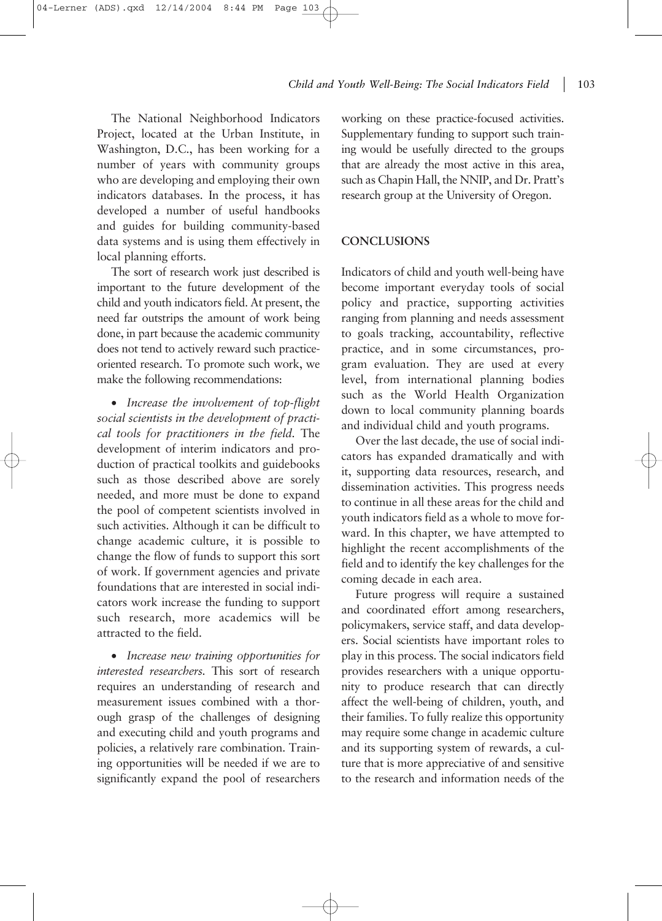The National Neighborhood Indicators Project, located at the Urban Institute, in Washington, D.C., has been working for a number of years with community groups who are developing and employing their own indicators databases. In the process, it has developed a number of useful handbooks and guides for building community-based data systems and is using them effectively in local planning efforts.

The sort of research work just described is important to the future development of the child and youth indicators field. At present, the need far outstrips the amount of work being done, in part because the academic community does not tend to actively reward such practice-oriented research. To promote such work, we make the following recommendations:

- *Increase the involvement of top-flight social scientists in the development of practical tools for practitioners in the field.* The development of interim indicators and production of practical toolkits and guidebooks such as those described above are sorely needed, and more must be done to expand the pool of competent scientists involved in such activities. Although it can be difficult to change academic culture, it is possible to change the flow of funds to support this sort of work. If government agencies and private foundations that are interested in social indicators work increase the funding to support such research, more academics will be attracted to the field.

- *Increase new training opportunities for interested researchers.* This sort of research requires an understanding of research and measurement issues combined with a thorough grasp of the challenges of designing and executing child and youth programs and policies, a relatively rare combination. Training opportunities will be needed if we are to significantly expand the pool of researchers working on these practice-focused activities. Supplementary funding to support such training would be usefully directed to the groups that are already the most active in this area, such as Chapin Hall, the NNIP, and Dr. Pratt's research group at the University of Oregon.

## CONCLUSIONS

Indicators of child and youth well-being have become important everyday tools of social policy and practice, supporting activities ranging from planning and needs assessment to goals tracking, accountability, reflective practice, and in some circumstances, program evaluation. They are used at every level, from international planning bodies such as the World Health Organization down to local community planning boards and individual child and youth programs.

Over the last decade, the use of social indicators has expanded dramatically and with it, supporting data resources, research, and dissemination activities. This progress needs to continue in all these areas for the child and youth indicators field as a whole to move forward. In this chapter, we have attempted to highlight the recent accomplishments of the field and to identify the key challenges for the coming decade in each area.

Future progress will require a sustained and coordinated effort among researchers, policymakers, service staff, and data developers. Social scientists have important roles to play in this process. The social indicators field provides researchers with a unique opportunity to produce research that can directly affect the well-being of children, youth, and their families. To fully realize this opportunity may require some change in academic culture and its supporting system of rewards, a culture that is more appreciative of and sensitive to the research and information needs of the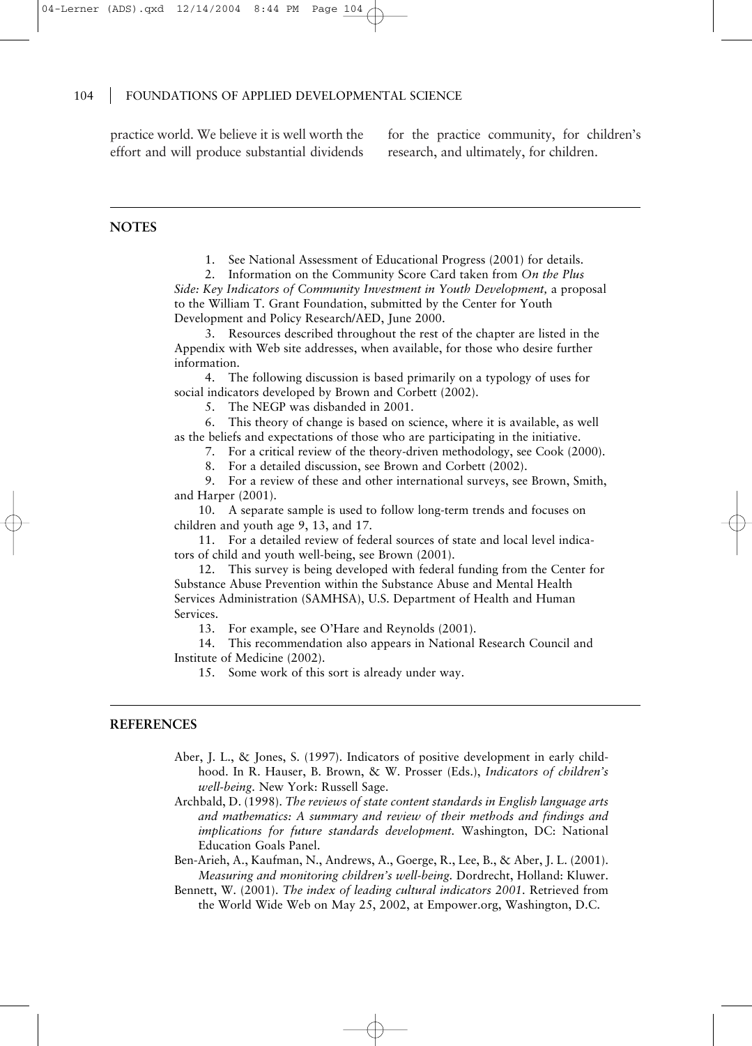practice world. We believe it is well worth the effort and will produce substantial dividends for the practice community, for children's research, and ultimately, for children.

## NOTES

1. See National Assessment of Educational Progress (2001) for details.
2. Information on the Community Score Card taken from *On the Plus Side: Key Indicators of Community Investment in Youth Development,* a proposal to the William T. Grant Foundation, submitted by the Center for Youth Development and Policy Research/AED, June 2000.
3. Resources described throughout the rest of the chapter are listed in the Appendix with Web site addresses, when available, for those who desire further information.
4. The following discussion is based primarily on a typology of uses for social indicators developed by Brown and Corbett (2002).
5. The NEGP was disbanded in 2001.
6. This theory of change is based on science, where it is available, as well as the beliefs and expectations of those who are participating in the initiative.
7. For a critical review of the theory-driven methodology, see Cook (2000).
8. For a detailed discussion, see Brown and Corbett (2002).
9. For a review of these and other international surveys, see Brown, Smith, and Harper (2001).
10. A separate sample is used to follow long-term trends and focuses on children and youth age 9, 13, and 17.
11. For a detailed review of federal sources of state and local level indicators of child and youth well-being, see Brown (2001).
12. This survey is being developed with federal funding from the Center for Substance Abuse Prevention within the Substance Abuse and Mental Health Services Administration (SAMHSA), U.S. Department of Health and Human Services.
13. For example, see O'Hare and Reynolds (2001).
14. This recommendation also appears in National Research Council and Institute of Medicine (2002).
15. Some work of this sort is already under way.

## REFERENCES

Aber, J. L., & Jones, S. (1997). Indicators of positive development in early childhood. In R. Hauser, B. Brown, & W. Prosser (Eds.), *Indicators of children's well-being.* New York: Russell Sage.

Archbald, D. (1998). *The reviews of state content standards in English language arts and mathematics: A summary and review of their methods and findings and implications for future standards development.* Washington, DC: National Education Goals Panel.

Ben-Arieh, A., Kaufman, N., Andrews, A., Goerge, R., Lee, B., & Aber, J. L. (2001). *Measuring and monitoring children's well-being.* Dordrecht, Holland: Kluwer.

Bennett, W. (2001). *The index of leading cultural indicators 2001.* Retrieved from the World Wide Web on May 25, 2002, at Empower.org, Washington, D.C.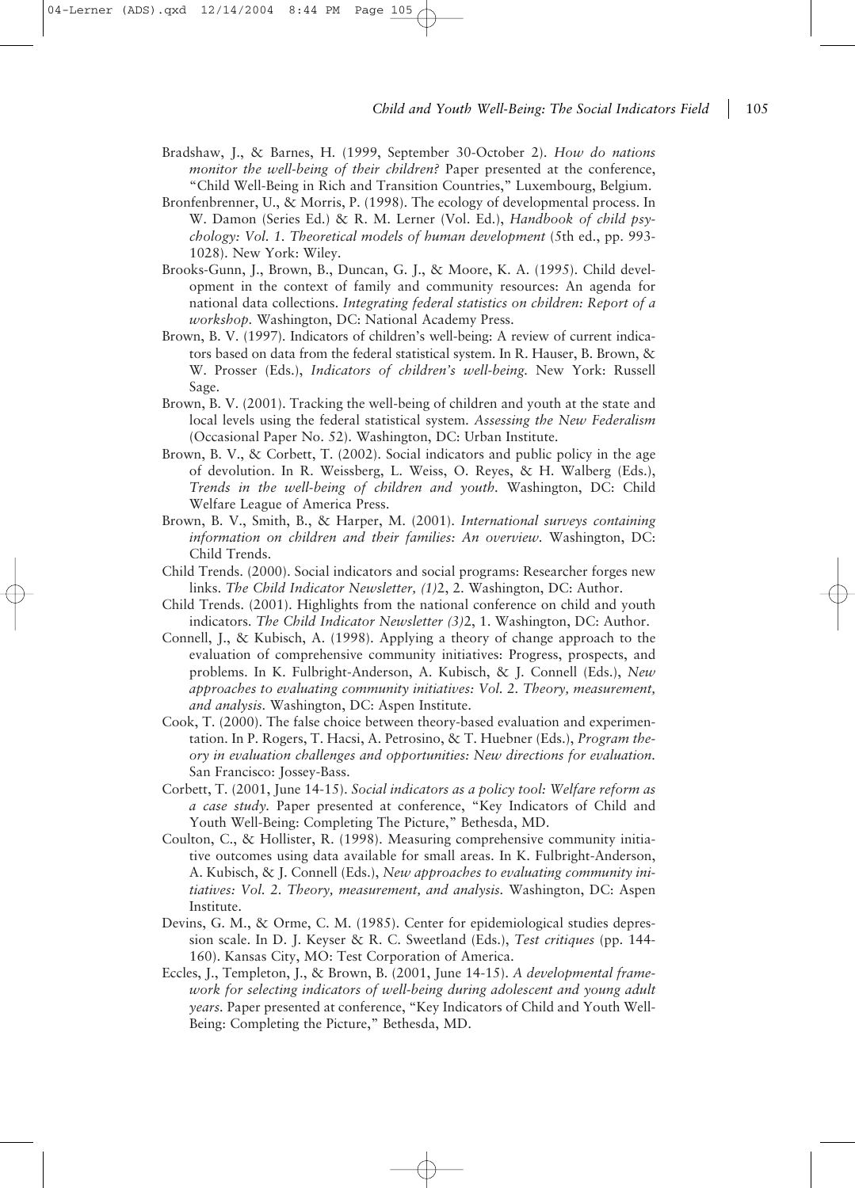Bradshaw, J., & Barnes, H. (1999, September 30-October 2). *How do nations monitor the well-being of their children?* Paper presented at the conference, "Child Well-Being in Rich and Transition Countries," Luxembourg, Belgium.

Bronfenbrenner, U., & Morris, P. (1998). The ecology of developmental process. In W. Damon (Series Ed.) & R. M. Lerner (Vol. Ed.), *Handbook of child psychology: Vol. 1. Theoretical models of human development* (5th ed., pp. 993-1028). New York: Wiley.

Brooks-Gunn, J., Brown, B., Duncan, G. J., & Moore, K. A. (1995). Child development in the context of family and community resources: An agenda for national data collections. *Integrating federal statistics on children: Report of a workshop*. Washington, DC: National Academy Press.

Brown, B. V. (1997). Indicators of children's well-being: A review of current indicators based on data from the federal statistical system. In R. Hauser, B. Brown, & W. Prosser (Eds.), *Indicators of children's well-being*. New York: Russell Sage.

Brown, B. V. (2001). Tracking the well-being of children and youth at the state and local levels using the federal statistical system. *Assessing the New Federalism* (Occasional Paper No. 52). Washington, DC: Urban Institute.

Brown, B. V., & Corbett, T. (2002). Social indicators and public policy in the age of devolution. In R. Weissberg, L. Weiss, O. Reyes, & H. Walberg (Eds.), *Trends in the well-being of children and youth*. Washington, DC: Child Welfare League of America Press.

Brown, B. V., Smith, B., & Harper, M. (2001). *International surveys containing information on children and their families: An overview*. Washington, DC: Child Trends.

Child Trends. (2000). Social indicators and social programs: Researcher forges new links. *The Child Indicator Newsletter, (1)*2, 2. Washington, DC: Author.

Child Trends. (2001). Highlights from the national conference on child and youth indicators. *The Child Indicator Newsletter (3)*2, 1. Washington, DC: Author.

Connell, J., & Kubisch, A. (1998). Applying a theory of change approach to the evaluation of comprehensive community initiatives: Progress, prospects, and problems. In K. Fulbright-Anderson, A. Kubisch, & J. Connell (Eds.), *New approaches to evaluating community initiatives: Vol. 2. Theory, measurement, and analysis*. Washington, DC: Aspen Institute.

Cook, T. (2000). The false choice between theory-based evaluation and experimentation. In P. Rogers, T. Hacsi, A. Petrosino, & T. Huebner (Eds.), *Program theory in evaluation challenges and opportunities: New directions for evaluation*. San Francisco: Jossey-Bass.

Corbett, T. (2001, June 14-15). *Social indicators as a policy tool: Welfare reform as a case study*. Paper presented at conference, "Key Indicators of Child and Youth Well-Being: Completing The Picture," Bethesda, MD.

Coulton, C., & Hollister, R. (1998). Measuring comprehensive community initiative outcomes using data available for small areas. In K. Fulbright-Anderson, A. Kubisch, & J. Connell (Eds.), *New approaches to evaluating community initiatives: Vol. 2. Theory, measurement, and analysis*. Washington, DC: Aspen Institute.

Devins, G. M., & Orme, C. M. (1985). Center for epidemiological studies depression scale. In D. J. Keyser & R. C. Sweetland (Eds.), *Test critiques* (pp. 144-160). Kansas City, MO: Test Corporation of America.

Eccles, J., Templeton, J., & Brown, B. (2001, June 14-15). *A developmental framework for selecting indicators of well-being during adolescent and young adult years*. Paper presented at conference, "Key Indicators of Child and Youth Well-Being: Completing the Picture," Bethesda, MD.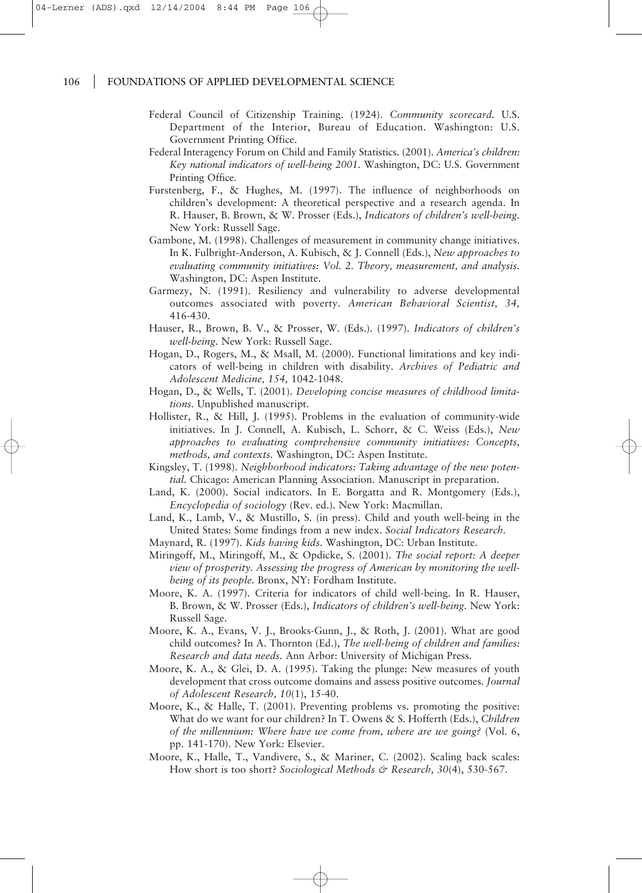Federal Council of Citizenship Training. (1924). *Community scorecard.* U.S. Department of the Interior, Bureau of Education. Washington: U.S. Government Printing Office.

Federal Interagency Forum on Child and Family Statistics. (2001). *America's children: Key national indicators of well-being 2001.* Washington, DC: U.S. Government Printing Office.

Furstenberg, F., & Hughes, M. (1997). The influence of neighborhoods on children's development: A theoretical perspective and a research agenda. In R. Hauser, B. Brown, & W. Prosser (Eds.), *Indicators of children's well-being.* New York: Russell Sage.

Gambone, M. (1998). Challenges of measurement in community change initiatives. In K. Fulbright-Anderson, A. Kubisch, & J. Connell (Eds.), *New approaches to evaluating community initiatives: Vol. 2. Theory, measurement, and analysis.* Washington, DC: Aspen Institute.

Garmezy, N. (1991). Resiliency and vulnerability to adverse developmental outcomes associated with poverty. *American Behavioral Scientist, 34,* 416-430.

Hauser, R., Brown, B. V., & Prosser, W. (Eds.). (1997). *Indicators of children's well-being.* New York: Russell Sage.

Hogan, D., Rogers, M., & Msall, M. (2000). Functional limitations and key indicators of well-being in children with disability. *Archives of Pediatric and Adolescent Medicine, 154,* 1042-1048.

Hogan, D., & Wells, T. (2001). *Developing concise measures of childhood limitations.* Unpublished manuscript.

Hollister, R., & Hill, J. (1995). Problems in the evaluation of community-wide initiatives. In J. Connell, A. Kubisch, L. Schorr, & C. Weiss (Eds.), *New approaches to evaluating comprehensive community initiatives: Concepts, methods, and contexts.* Washington, DC: Aspen Institute.

Kingsley, T. (1998). *Neighborhood indicators: Taking advantage of the new potential.* Chicago: American Planning Association. Manuscript in preparation.

Land, K. (2000). Social indicators. In E. Borgatta and R. Montgomery (Eds.), *Encyclopedia of sociology* (Rev. ed.). New York: Macmillan.

Land, K., Lamb, V., & Mustillo, S. (in press). Child and youth well-being in the United States: Some findings from a new index. *Social Indicators Research.*

Maynard, R. (1997). *Kids having kids.* Washington, DC: Urban Institute.

Miringoff, M., Miringoff, M., & Opdicke, S. (2001). *The social report: A deeper view of prosperity. Assessing the progress of American by monitoring the well-being of its people.* Bronx, NY: Fordham Institute.

Moore, K. A. (1997). Criteria for indicators of child well-being. In R. Hauser, B. Brown, & W. Prosser (Eds.), *Indicators of children's well-being.* New York: Russell Sage.

Moore, K. A., Evans, V. J., Brooks-Gunn, J., & Roth, J. (2001). What are good child outcomes? In A. Thornton (Ed.), *The well-being of children and families: Research and data needs.* Ann Arbor: University of Michigan Press.

Moore, K. A., & Glei, D. A. (1995). Taking the plunge: New measures of youth development that cross outcome domains and assess positive outcomes. *Journal of Adolescent Research, 10*(1), 15-40.

Moore, K., & Halle, T. (2001). Preventing problems vs. promoting the positive: What do we want for our children? In T. Owens & S. Hofferth (Eds.), *Children of the millennium: Where have we come from, where are we going?* (Vol. 6, pp. 141-170). New York: Elsevier.

Moore, K., Halle, T., Vandivere, S., & Mariner, C. (2002). Scaling back scales: How short is too short? *Sociological Methods & Research, 30*(4), 530-567.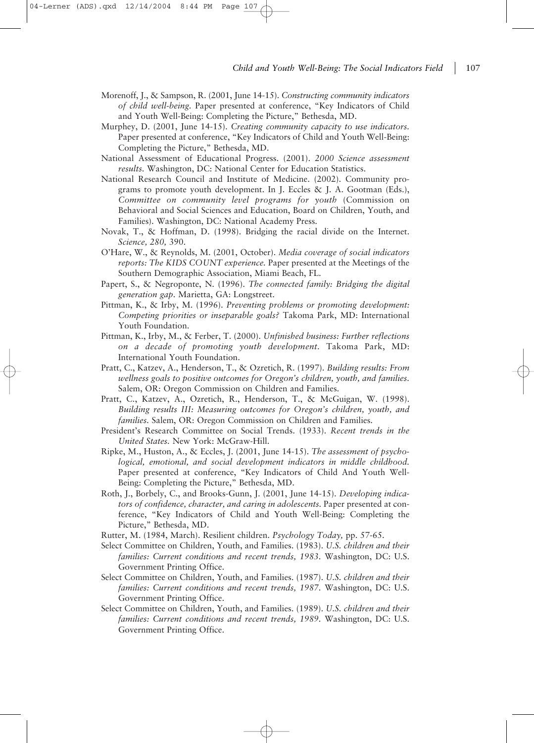Morenoff, J., & Sampson, R. (2001, June 14-15). *Constructing community indicators of child well-being.* Paper presented at conference, "Key Indicators of Child and Youth Well-Being: Completing the Picture," Bethesda, MD.

Murphey, D. (2001, June 14-15). *Creating community capacity to use indicators.* Paper presented at conference, "Key Indicators of Child and Youth Well-Being: Completing the Picture," Bethesda, MD.

National Assessment of Educational Progress. (2001). *2000 Science assessment results.* Washington, DC: National Center for Education Statistics.

National Research Council and Institute of Medicine. (2002). Community programs to promote youth development. In J. Eccles & J. A. Gootman (Eds.), *Committee on community level programs for youth* (Commission on Behavioral and Social Sciences and Education, Board on Children, Youth, and Families). Washington, DC: National Academy Press.

Novak, T., & Hoffman, D. (1998). Bridging the racial divide on the Internet. *Science, 280,* 390.

O'Hare, W., & Reynolds, M. (2001, October). *Media coverage of social indicators reports: The KIDS COUNT experience.* Paper presented at the Meetings of the Southern Demographic Association, Miami Beach, FL.

Papert, S., & Negroponte, N. (1996). *The connected family: Bridging the digital generation gap.* Marietta, GA: Longstreet.

Pittman, K., & Irby, M. (1996). *Preventing problems or promoting development: Competing priorities or inseparable goals?* Takoma Park, MD: International Youth Foundation.

Pittman, K., Irby, M., & Ferber, T. (2000). *Unfinished business: Further reflections on a decade of promoting youth development.* Takoma Park, MD: International Youth Foundation.

Pratt, C., Katzev, A., Henderson, T., & Ozretich, R. (1997). *Building results: From wellness goals to positive outcomes for Oregon's children, youth, and families.* Salem, OR: Oregon Commission on Children and Families.

Pratt, C., Katzev, A., Ozretich, R., Henderson, T., & McGuigan, W. (1998). *Building results III: Measuring outcomes for Oregon's children, youth, and families.* Salem, OR: Oregon Commission on Children and Families.

President's Research Committee on Social Trends. (1933). *Recent trends in the United States.* New York: McGraw-Hill.

Ripke, M., Huston, A., & Eccles, J. (2001, June 14-15). *The assessment of psychological, emotional, and social development indicators in middle childhood.* Paper presented at conference, "Key Indicators of Child And Youth Well-Being: Completing the Picture," Bethesda, MD.

Roth, J., Borbely, C., and Brooks-Gunn, J. (2001, June 14-15). *Developing indicators of confidence, character, and caring in adolescents.* Paper presented at conference, "Key Indicators of Child and Youth Well-Being: Completing the Picture," Bethesda, MD.

Rutter, M. (1984, March). Resilient children. *Psychology Today,* pp. 57-65.

Select Committee on Children, Youth, and Families. (1983). *U.S. children and their families: Current conditions and recent trends, 1983.* Washington, DC: U.S. Government Printing Office.

Select Committee on Children, Youth, and Families. (1987). *U.S. children and their families: Current conditions and recent trends, 1987.* Washington, DC: U.S. Government Printing Office.

Select Committee on Children, Youth, and Families. (1989). *U.S. children and their families: Current conditions and recent trends, 1989.* Washington, DC: U.S. Government Printing Office.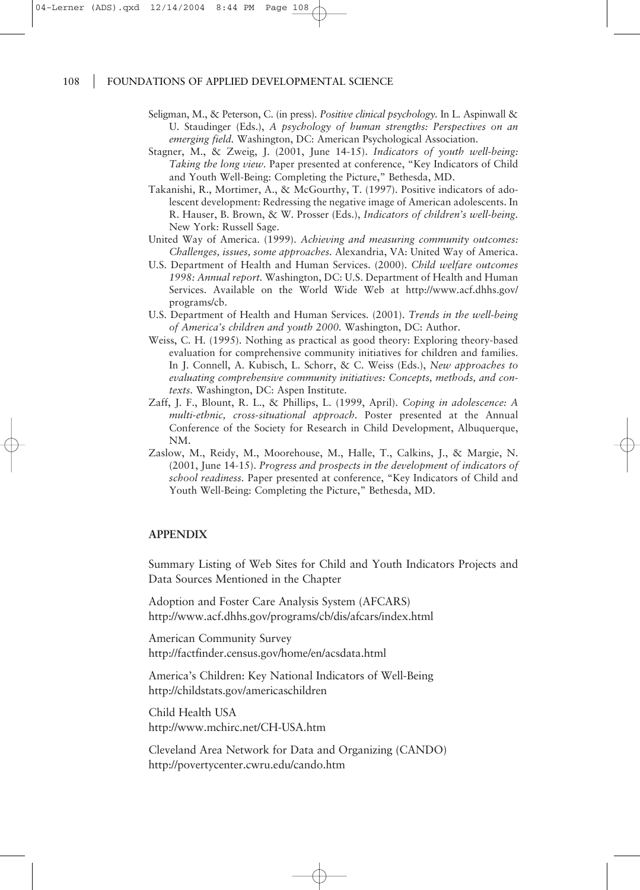Seligman, M., & Peterson, C. (in press). *Positive clinical psychology.* In L. Aspinwall & U. Staudinger (Eds.), *A psychology of human strengths: Perspectives on an emerging field.* Washington, DC: American Psychological Association.

Stagner, M., & Zweig, J. (2001, June 14-15). *Indicators of youth well-being: Taking the long view.* Paper presented at conference, "Key Indicators of Child and Youth Well-Being: Completing the Picture," Bethesda, MD.

Takanishi, R., Mortimer, A., & McGourthy, T. (1997). Positive indicators of adolescent development: Redressing the negative image of American adolescents. In R. Hauser, B. Brown, & W. Prosser (Eds.), *Indicators of children's well-being.* New York: Russell Sage.

United Way of America. (1999). *Achieving and measuring community outcomes: Challenges, issues, some approaches.* Alexandria, VA: United Way of America.

U.S. Department of Health and Human Services. (2000). *Child welfare outcomes 1998: Annual report.* Washington, DC: U.S. Department of Health and Human Services. Available on the World Wide Web at http://www.acf.dhhs.gov/programs/cb.

U.S. Department of Health and Human Services. (2001). *Trends in the well-being of America's children and youth 2000.* Washington, DC: Author.

Weiss, C. H. (1995). Nothing as practical as good theory: Exploring theory-based evaluation for comprehensive community initiatives for children and families. In J. Connell, A. Kubisch, L. Schorr, & C. Weiss (Eds.), *New approaches to evaluating comprehensive community initiatives: Concepts, methods, and contexts.* Washington, DC: Aspen Institute.

Zaff, J. F., Blount, R. L., & Phillips, L. (1999, April). *Coping in adolescence: A multi-ethnic, cross-situational approach.* Poster presented at the Annual Conference of the Society for Research in Child Development, Albuquerque, NM.

Zaslow, M., Reidy, M., Moorehouse, M., Halle, T., Calkins, J., & Margie, N. (2001, June 14-15). *Progress and prospects in the development of indicators of school readiness.* Paper presented at conference, "Key Indicators of Child and Youth Well-Being: Completing the Picture," Bethesda, MD.

## APPENDIX

Summary Listing of Web Sites for Child and Youth Indicators Projects and Data Sources Mentioned in the Chapter

Adoption and Foster Care Analysis System (AFCARS)
http://www.acf.dhhs.gov/programs/cb/dis/afcars/index.html

American Community Survey
http://factfinder.census.gov/home/en/acsdata.html

America's Children: Key National Indicators of Well-Being
http://childstats.gov/americaschildren

Child Health USA
http://www.mchirc.net/CH-USA.htm

Cleveland Area Network for Data and Organizing (CANDO)
http://povertycenter.cwru.edu/cando.htm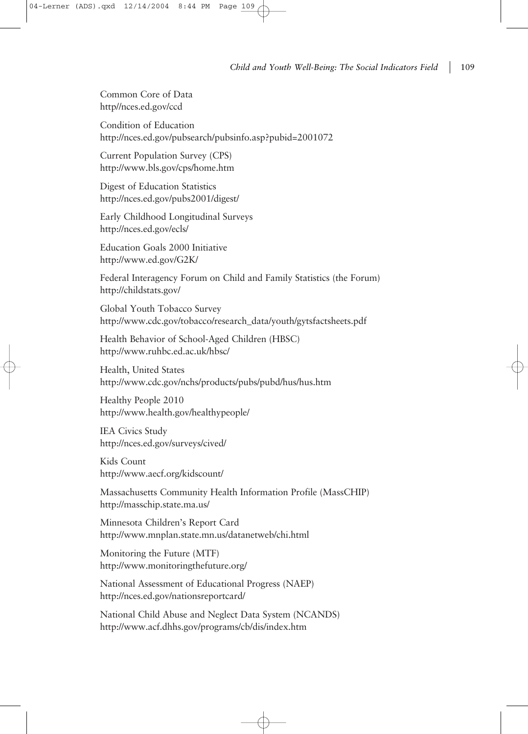Common Core of Data
http//nces.ed.gov/ccd

Condition of Education
http://nces.ed.gov/pubsearch/pubsinfo.asp?pubid=2001072

Current Population Survey (CPS)
http://www.bls.gov/cps/home.htm

Digest of Education Statistics
http://nces.ed.gov/pubs2001/digest/

Early Childhood Longitudinal Surveys
http://nces.ed.gov/ecls/

Education Goals 2000 Initiative
http://www.ed.gov/G2K/

Federal Interagency Forum on Child and Family Statistics (the Forum)
http://childstats.gov/

Global Youth Tobacco Survey
http://www.cdc.gov/tobacco/research_data/youth/gytsfactsheets.pdf

Health Behavior of School-Aged Children (HBSC)
http://www.ruhbc.ed.ac.uk/hbsc/

Health, United States
http://www.cdc.gov/nchs/products/pubs/pubd/hus/hus.htm

Healthy People 2010
http://www.health.gov/healthypeople/

IEA Civics Study
http://nces.ed.gov/surveys/cived/

Kids Count
http://www.aecf.org/kidscount/

Massachusetts Community Health Information Profile (MassCHIP)
http://masschip.state.ma.us/

Minnesota Children's Report Card
http://www.mnplan.state.mn.us/datanetweb/chi.html

Monitoring the Future (MTF)
http://www.monitoringthefuture.org/

National Assessment of Educational Progress (NAEP)
http://nces.ed.gov/nationsreportcard/

National Child Abuse and Neglect Data System (NCANDS)
http://www.acf.dhhs.gov/programs/cb/dis/index.htm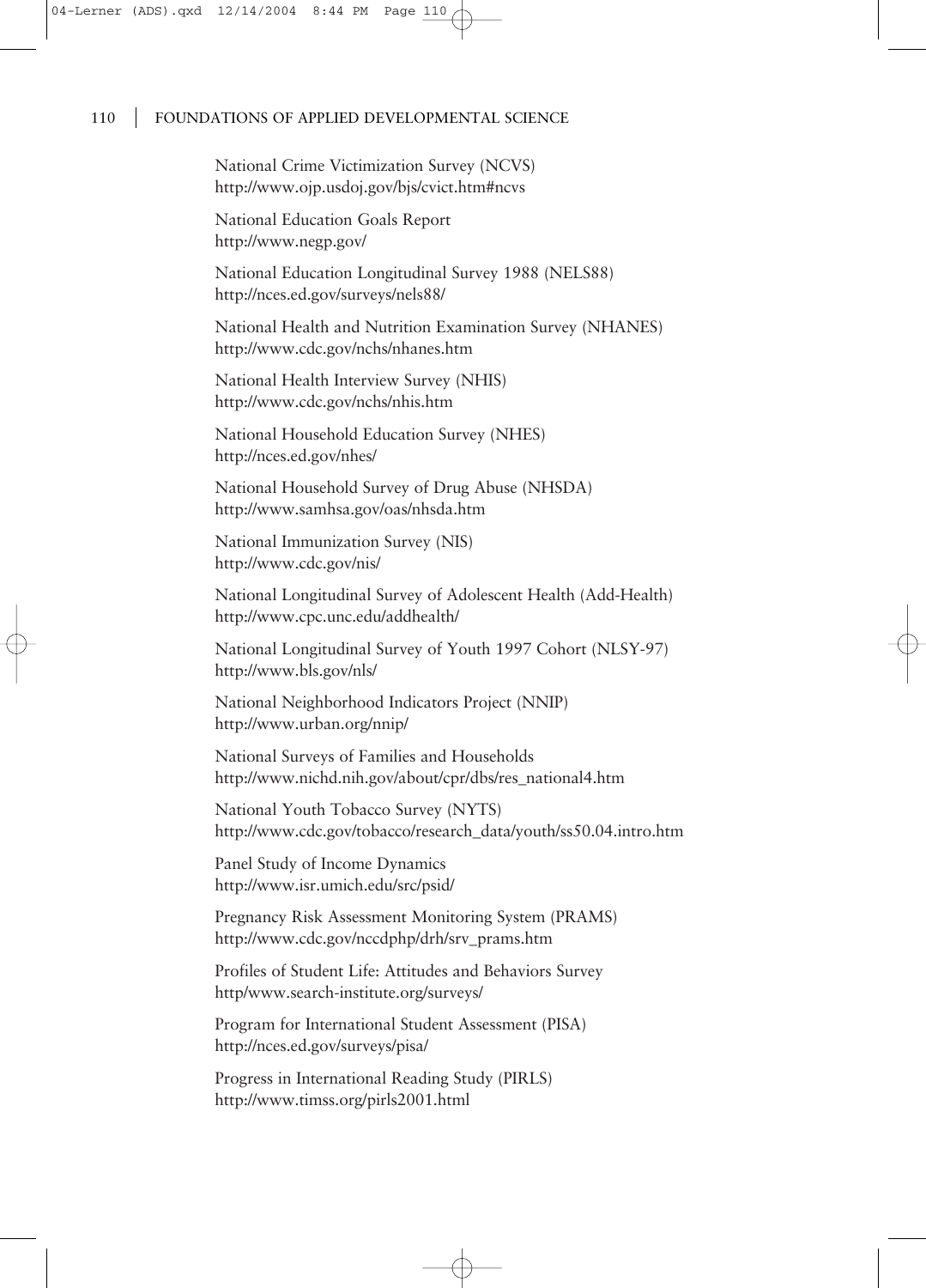National Crime Victimization Survey (NCVS)
http://www.ojp.usdoj.gov/bjs/cvict.htm#ncvs

National Education Goals Report
http://www.negp.gov/

National Education Longitudinal Survey 1988 (NELS88)
http://nces.ed.gov/surveys/nels88/

National Health and Nutrition Examination Survey (NHANES)
http://www.cdc.gov/nchs/nhanes.htm

National Health Interview Survey (NHIS)
http://www.cdc.gov/nchs/nhis.htm

National Household Education Survey (NHES)
http://nces.ed.gov/nhes/

National Household Survey of Drug Abuse (NHSDA)
http://www.samhsa.gov/oas/nhsda.htm

National Immunization Survey (NIS)
http://www.cdc.gov/nis/

National Longitudinal Survey of Adolescent Health (Add-Health)
http://www.cpc.unc.edu/addhealth/

National Longitudinal Survey of Youth 1997 Cohort (NLSY-97)
http://www.bls.gov/nls/

National Neighborhood Indicators Project (NNIP)
http://www.urban.org/nnip/

National Surveys of Families and Households
http://www.nichd.nih.gov/about/cpr/dbs/res_national4.htm

National Youth Tobacco Survey (NYTS)
http://www.cdc.gov/tobacco/research_data/youth/ss50.04.intro.htm

Panel Study of Income Dynamics
http://www.isr.umich.edu/src/psid/

Pregnancy Risk Assessment Monitoring System (PRAMS)
http://www.cdc.gov/nccdphp/drh/srv_prams.htm

Profiles of Student Life: Attitudes and Behaviors Survey
http/www.search-institute.org/surveys/

Program for International Student Assessment (PISA)
http://nces.ed.gov/surveys/pisa/

Progress in International Reading Study (PIRLS)
http://www.timss.org/pirls2001.html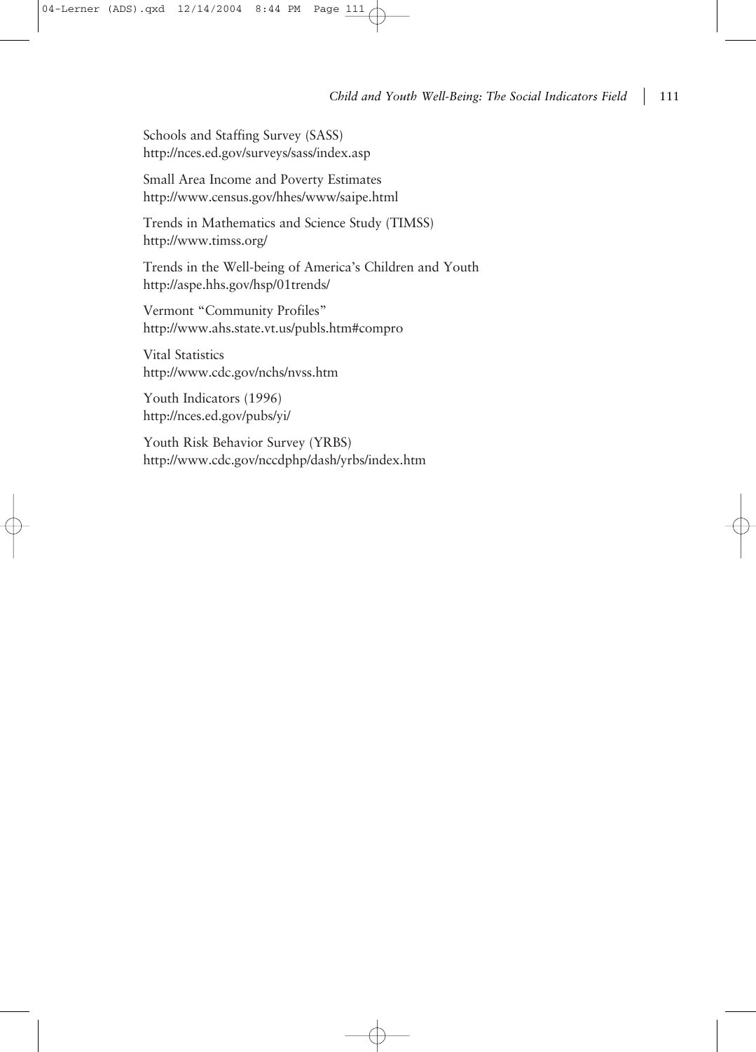Schools and Staffing Survey (SASS)
http://nces.ed.gov/surveys/sass/index.asp

Small Area Income and Poverty Estimates
http://www.census.gov/hhes/www/saipe.html

Trends in Mathematics and Science Study (TIMSS)
http://www.timss.org/

Trends in the Well-being of America's Children and Youth
http://aspe.hhs.gov/hsp/01trends/

Vermont "Community Profiles"
http://www.ahs.state.vt.us/publs.htm#compro

Vital Statistics
http://www.cdc.gov/nchs/nvss.htm

Youth Indicators (1996)
http://nces.ed.gov/pubs/yi/

Youth Risk Behavior Survey (YRBS)
http://www.cdc.gov/nccdphp/dash/yrbs/index.htm